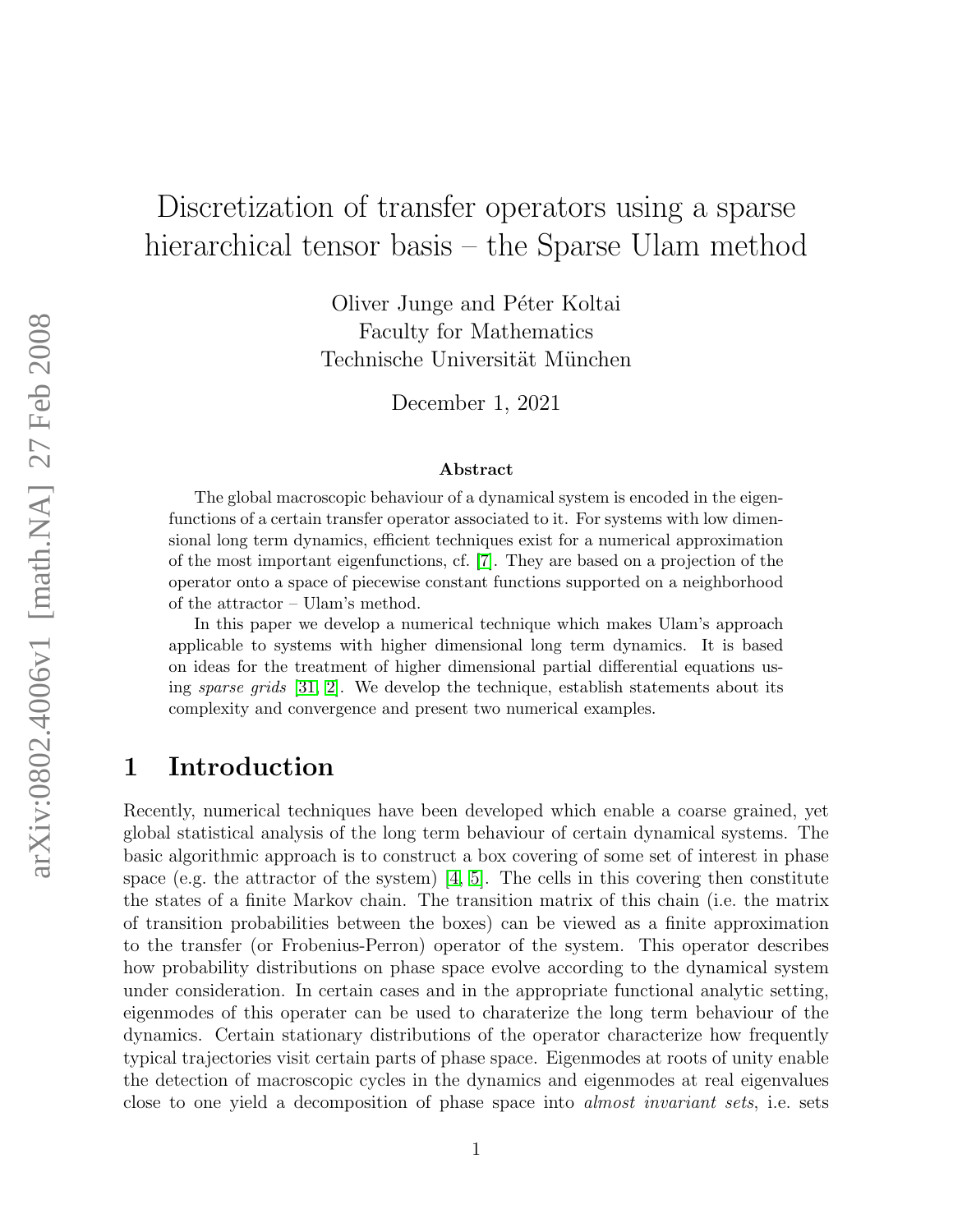# Discretization of transfer operators using a sparse hierarchical tensor basis – the Sparse Ulam method

Oliver Junge and Péter Koltai
Faculty for Mathematics
Technische Universität München

December 1, 2021

### Abstract

The global macroscopic behaviour of a dynamical system is encoded in the eigenfunctions of a certain transfer operator associated to it. For systems with low dimensional long term dynamics, efficient techniques exist for a numerical approximation of the most important eigenfunctions, cf. [7]. They are based on a projection of the operator onto a space of piecewise constant functions supported on a neighborhood of the attractor – Ulam's method.

In this paper we develop a numerical technique which makes Ulam's approach applicable to systems with higher dimensional long term dynamics. It is based on ideas for the treatment of higher dimensional partial differential equations using *sparse grids* [31, 2]. We develop the technique, establish statements about its complexity and convergence and present two numerical examples.

## 1 Introduction

Recently, numerical techniques have been developed which enable a coarse grained, yet global statistical analysis of the long term behaviour of certain dynamical systems. The basic algorithmic approach is to construct a box covering of some set of interest in phase space (e.g. the attractor of the system) [4, 5]. The cells in this covering then constitute the states of a finite Markov chain. The transition matrix of this chain (i.e. the matrix of transition probabilities between the boxes) can be viewed as a finite approximation to the transfer (or Frobenius-Perron) operator of the system. This operator describes how probability distributions on phase space evolve according to the dynamical system under consideration. In certain cases and in the appropriate functional analytic setting, eigenmodes of this operater can be used to charaterize the long term behaviour of the dynamics. Certain stationary distributions of the operator characterize how frequently typical trajectories visit certain parts of phase space. Eigenmodes at roots of unity enable the detection of macroscopic cycles in the dynamics and eigenmodes at real eigenvalues close to one yield a decomposition of phase space into *almost invariant sets*, i.e. sets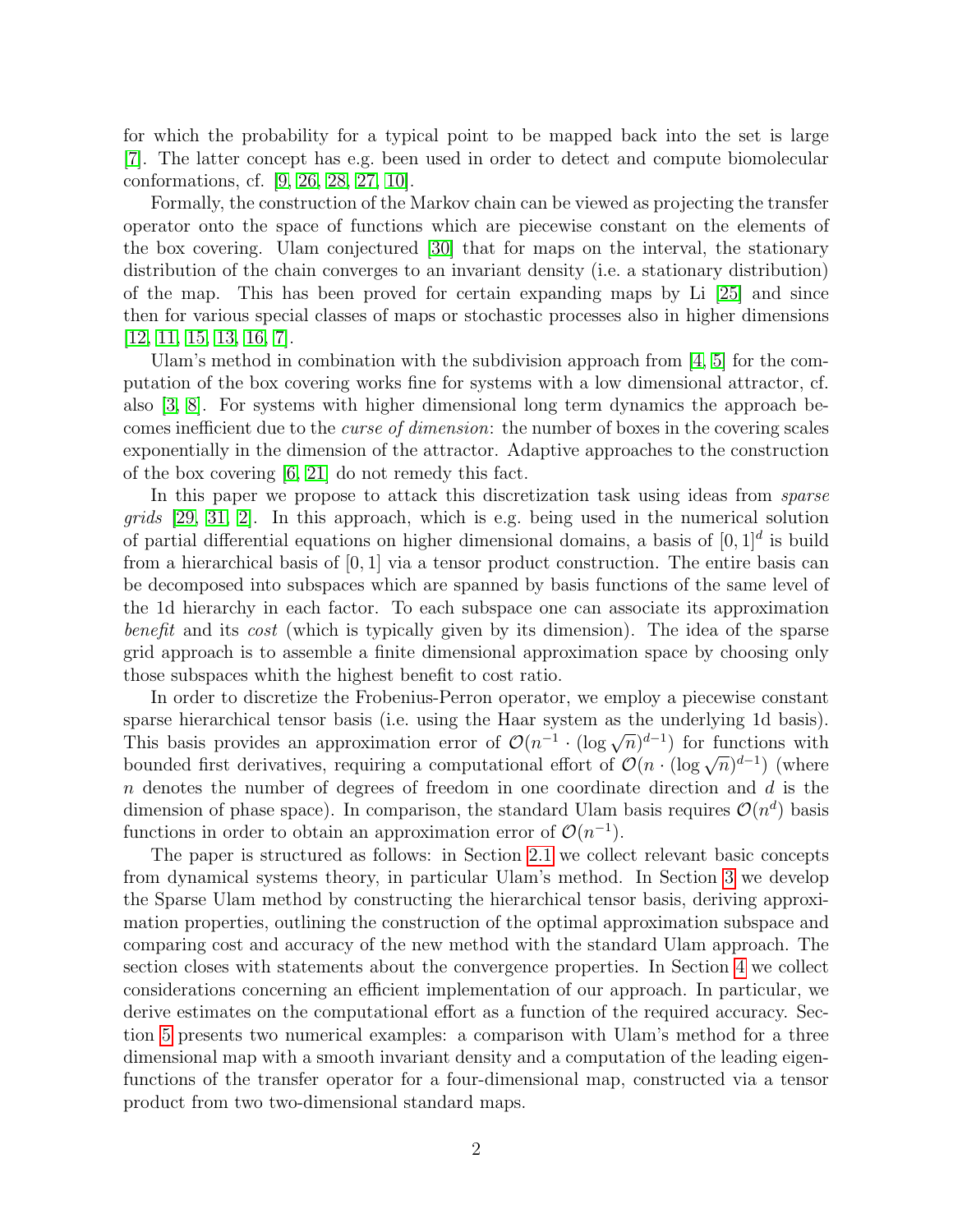for which the probability for a typical point to be mapped back into the set is large [7]. The latter concept has e.g. been used in order to detect and compute biomolecular conformations, cf. [9, 26, 28, 27, 10].

Formally, the construction of the Markov chain can be viewed as projecting the transfer operator onto the space of functions which are piecewise constant on the elements of the box covering. Ulam conjectured [30] that for maps on the interval, the stationary distribution of the chain converges to an invariant density (i.e. a stationary distribution) of the map. This has been proved for certain expanding maps by Li [25] and since then for various special classes of maps or stochastic processes also in higher dimensions [12, 11, 15, 13, 16, 7].

Ulam's method in combination with the subdivision approach from [4, 5] for the computation of the box covering works fine for systems with a low dimensional attractor, cf. also [3, 8]. For systems with higher dimensional long term dynamics the approach becomes inefficient due to the *curse of dimension*: the number of boxes in the covering scales exponentially in the dimension of the attractor. Adaptive approaches to the construction of the box covering [6, 21] do not remedy this fact.

In this paper we propose to attack this discretization task using ideas from *sparse grids* [29, 31, 2]. In this approach, which is e.g. being used in the numerical solution of partial differential equations on higher dimensional domains, a basis of $[0, 1]^d$ is build from a hierarchical basis of $[0, 1]$ via a tensor product construction. The entire basis can be decomposed into subspaces which are spanned by basis functions of the same level of the 1d hierarchy in each factor. To each subspace one can associate its approximation *benefit* and its *cost* (which is typically given by its dimension). The idea of the sparse grid approach is to assemble a finite dimensional approximation space by choosing only those subspaces whith the highest benefit to cost ratio.

In order to discretize the Frobenius-Perron operator, we employ a piecewise constant sparse hierarchical tensor basis (i.e. using the Haar system as the underlying 1d basis). This basis provides an approximation error of $\mathcal{O}(n^{-1} \cdot (\log \sqrt{n})^{d-1})$ for functions with bounded first derivatives, requiring a computational effort of $\mathcal{O}(n \cdot (\log \sqrt{n})^{d-1})$ (where $n$ denotes the number of degrees of freedom in one coordinate direction and $d$ is the dimension of phase space). In comparison, the standard Ulam basis requires $\mathcal{O}(n^d)$ basis functions in order to obtain an approximation error of $\mathcal{O}(n^{-1})$.

The paper is structured as follows: in Section 2.1 we collect relevant basic concepts from dynamical systems theory, in particular Ulam's method. In Section 3 we develop the Sparse Ulam method by constructing the hierarchical tensor basis, deriving approximation properties, outlining the construction of the optimal approximation subspace and comparing cost and accuracy of the new method with the standard Ulam approach. The section closes with statements about the convergence properties. In Section 4 we collect considerations concerning an efficient implementation of our approach. In particular, we derive estimates on the computational effort as a function of the required accuracy. Section 5 presents two numerical examples: a comparison with Ulam's method for a three dimensional map with a smooth invariant density and a computation of the leading eigenfunctions of the transfer operator for a four-dimensional map, constructed via a tensor product from two two-dimensional standard maps.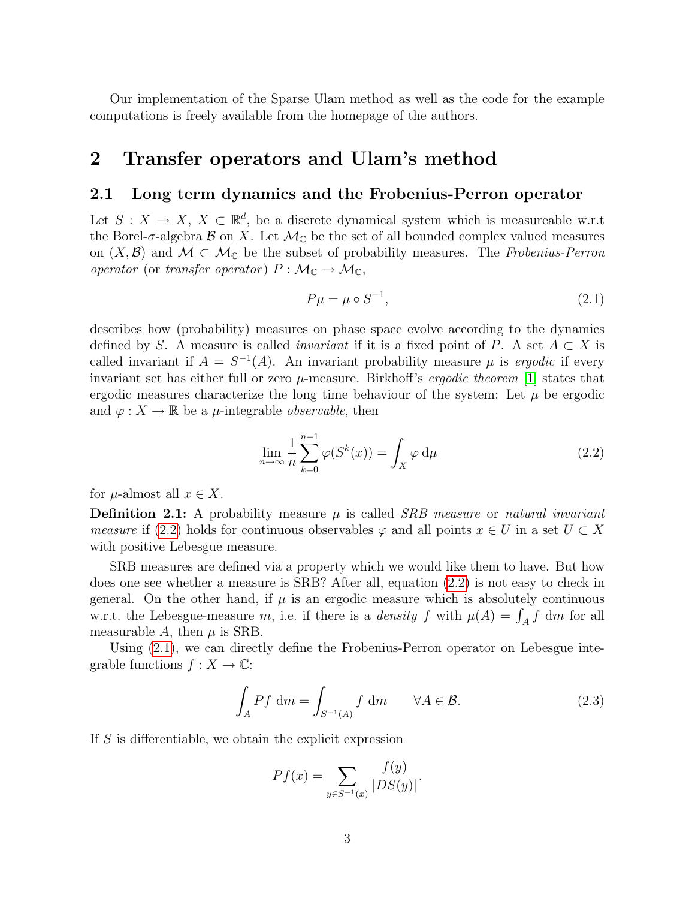Our implementation of the Sparse Ulam method as well as the code for the example computations is freely available from the homepage of the authors.

# 2 Transfer operators and Ulam's method

## 2.1 Long term dynamics and the Frobenius-Perron operator

Let $S : X \to X$, $X \subset \mathbb{R}^d$, be a discrete dynamical system which is measureable w.r.t the Borel-$\sigma$-algebra $\mathcal{B}$ on $X$. Let $\mathcal{M}_\mathbb{C}$ be the set of all bounded complex valued measures on $(X, \mathcal{B})$ and $\mathcal{M} \subset \mathcal{M}_\mathbb{C}$ be the subset of probability measures. The *Frobenius-Perron operator* (or *transfer operator*) $P : \mathcal{M}_\mathbb{C} \to \mathcal{M}_\mathbb{C}$,

$$P\mu = \mu \circ S^{-1}, \tag{2.1}$$

describes how (probability) measures on phase space evolve according to the dynamics defined by $S$. A measure is called *invariant* if it is a fixed point of $P$. A set $A \subset X$ is called invariant if $A = S^{-1}(A)$. An invariant probability measure $\mu$ is *ergodic* if every invariant set has either full or zero $\mu$-measure. Birkhoff's *ergodic theorem* [1] states that ergodic measures characterize the long time behaviour of the system: Let $\mu$ be ergodic and $\varphi : X \to \mathbb{R}$ be a $\mu$-integrable *observable*, then

$$\lim_{n\to\infty} \frac{1}{n} \sum_{k=0}^{n-1} \varphi(S^k(x)) = \int_X \varphi \, \mathrm{d}\mu \tag{2.2}$$

for $\mu$-almost all $x \in X$.

**Definition 2.1:** A probability measure $\mu$ is called *SRB measure* or *natural invariant measure* if (2.2) holds for continuous observables $\varphi$ and all points $x \in U$ in a set $U \subset X$ with positive Lebesgue measure.

SRB measures are defined via a property which we would like them to have. But how does one see whether a measure is SRB? After all, equation (2.2) is not easy to check in general. On the other hand, if $\mu$ is an ergodic measure which is absolutely continuous w.r.t. the Lebesgue-measure $m$, i.e. if there is a *density* $f$ with $\mu(A) = \int_A f \, \mathrm{d}m$ for all measurable $A$, then $\mu$ is SRB.

Using (2.1), we can directly define the Frobenius-Perron operator on Lebesgue integrable functions $f : X \to \mathbb{C}$:

$$\int_A Pf \, \mathrm{d}m = \int_{S^{-1}(A)} f \, \mathrm{d}m \qquad \forall A \in \mathcal{B}. \tag{2.3}$$

If $S$ is differentiable, we obtain the explicit expression

$$Pf(x) = \sum_{y \in S^{-1}(x)} \frac{f(y)}{|DS(y)|}.$$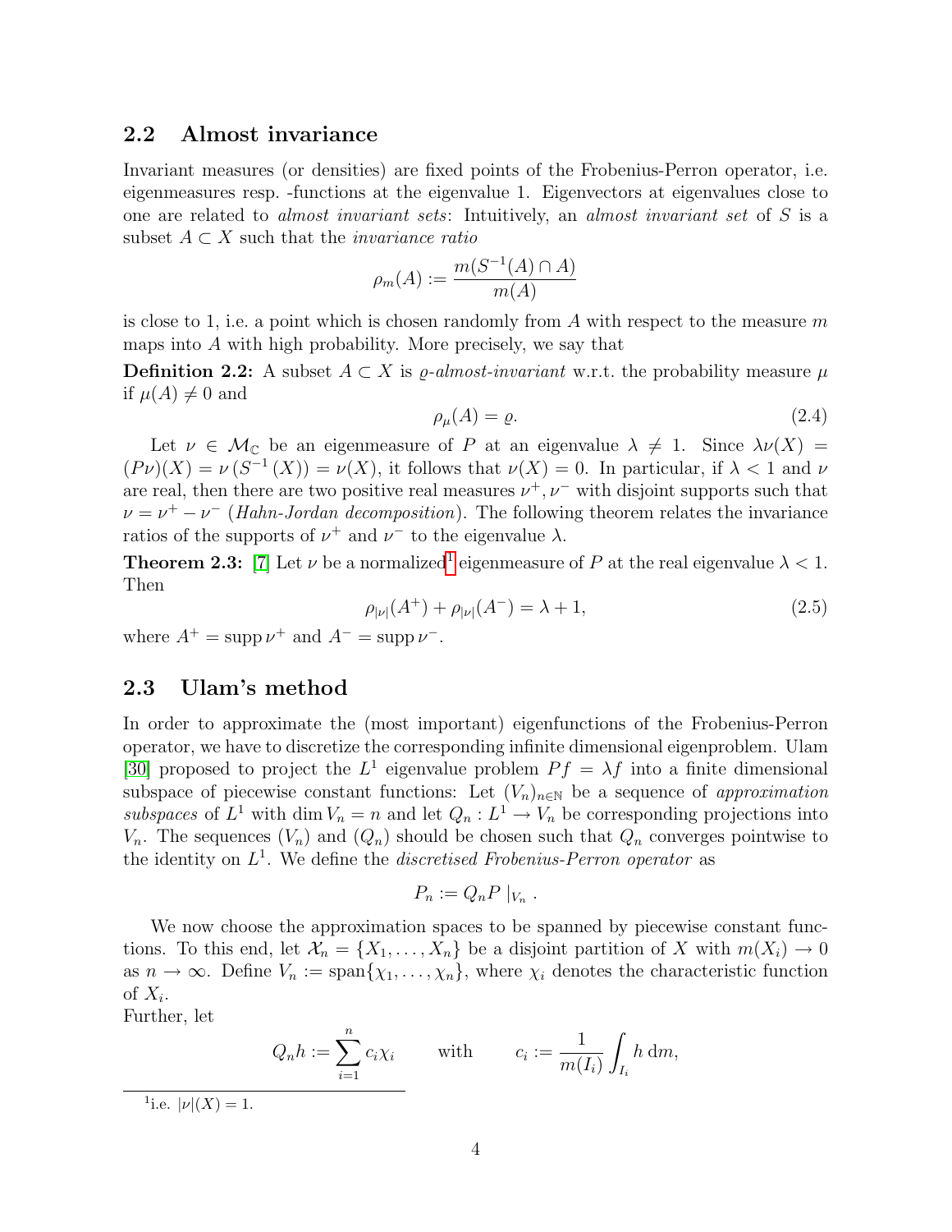## 2.2 Almost invariance

Invariant measures (or densities) are fixed points of the Frobenius-Perron operator, i.e. eigenmeasures resp. -functions at the eigenvalue 1. Eigenvectors at eigenvalues close to one are related to *almost invariant sets*: Intuitively, an *almost invariant set* of $S$ is a subset $A \subset X$ such that the *invariance ratio*

$$\rho_m(A) := \frac{m(S^{-1}(A) \cap A)}{m(A)}$$

is close to 1, i.e. a point which is chosen randomly from $A$ with respect to the measure $m$ maps into $A$ with high probability. More precisely, we say that

**Definition 2.2:** A subset $A \subset X$ is $\varrho$-*almost-invariant* w.r.t. the probability measure $\mu$ if $\mu(A) \neq 0$ and

$$\rho_\mu(A) = \varrho. \tag{2.4}$$

Let $\nu \in \mathcal{M}_{\mathbb{C}}$ be an eigenmeasure of $P$ at an eigenvalue $\lambda \neq 1$. Since $\lambda\nu(X) = (P\nu)(X) = \nu\left(S^{-1}(X)\right) = \nu(X)$, it follows that $\nu(X) = 0$. In particular, if $\lambda < 1$ and $\nu$ are real, then there are two positive real measures $\nu^+, \nu^-$ with disjoint supports such that $\nu = \nu^+ - \nu^-$ (*Hahn-Jordan decomposition*). The following theorem relates the invariance ratios of the supports of $\nu^+$ and $\nu^-$ to the eigenvalue $\lambda$.

**Theorem 2.3:** [7] Let $\nu$ be a normalized[1] eigenmeasure of $P$ at the real eigenvalue $\lambda < 1$. Then

$$\rho_{|\nu|}(A^+) + \rho_{|\nu|}(A^-) = \lambda + 1, \tag{2.5}$$

where $A^+ = \operatorname{supp} \nu^+$ and $A^- = \operatorname{supp} \nu^-$.

## 2.3 Ulam's method

In order to approximate the (most important) eigenfunctions of the Frobenius-Perron operator, we have to discretize the corresponding infinite dimensional eigenproblem. Ulam [30] proposed to project the $L^1$ eigenvalue problem $Pf = \lambda f$ into a finite dimensional subspace of piecewise constant functions: Let $(V_n)_{n\in\mathbb{N}}$ be a sequence of *approximation subspaces* of $L^1$ with $\dim V_n = n$ and let $Q_n : L^1 \to V_n$ be corresponding projections into $V_n$. The sequences $(V_n)$ and $(Q_n)$ should be chosen such that $Q_n$ converges pointwise to the identity on $L^1$. We define the *discretised Frobenius-Perron operator* as

$$P_n := Q_n P\,|_{V_n}\,.$$

We now choose the approximation spaces to be spanned by piecewise constant functions. To this end, let $\mathcal{X}_n = \{X_1, \ldots, X_n\}$ be a disjoint partition of $X$ with $m(X_i) \to 0$ as $n \to \infty$. Define $V_n := \operatorname{span}\{\chi_1, \ldots, \chi_n\}$, where $\chi_i$ denotes the characteristic function of $X_i$.
Further, let

$$Q_n h := \sum_{i=1}^{n} c_i \chi_i \qquad \text{with} \qquad c_i := \frac{1}{m(I_i)} \int_{I_i} h \,\mathrm{d}m,$$

[1] i.e. $|\nu|(X) = 1$.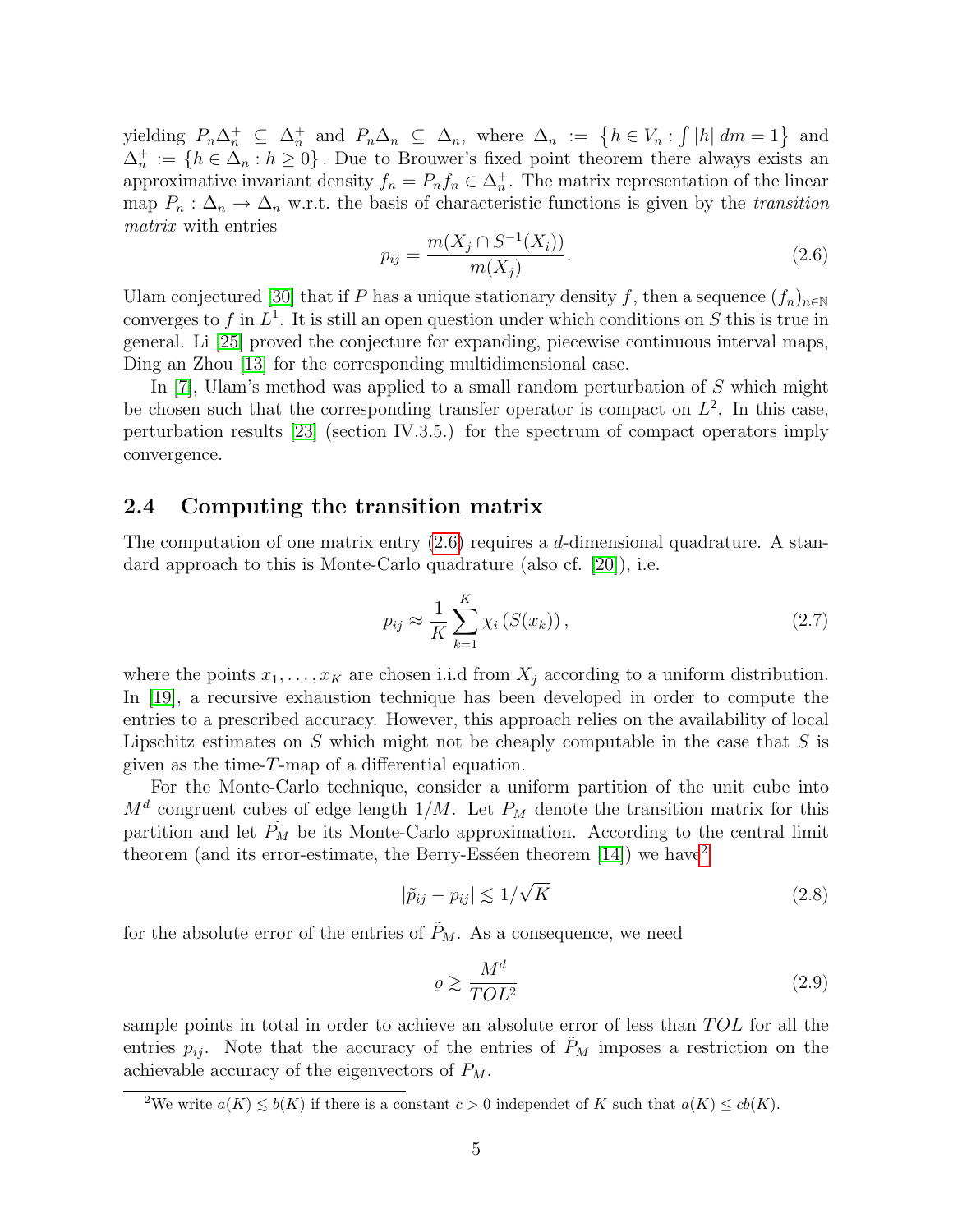yielding $P_n\Delta_n^+ \subseteq \Delta_n^+$ and $P_n\Delta_n \subseteq \Delta_n$, where $\Delta_n := \left\{h \in V_n : \int |h|\, dm = 1\right\}$ and $\Delta_n^+ := \{h \in \Delta_n : h \geq 0\}$. Due to Brouwer's fixed point theorem there always exists an approximative invariant density $f_n = P_n f_n \in \Delta_n^+$. The matrix representation of the linear map $P_n : \Delta_n \to \Delta_n$ w.r.t. the basis of characteristic functions is given by the *transition matrix* with entries

$$p_{ij} = \frac{m(X_j \cap S^{-1}(X_i))}{m(X_j)}. \tag{2.6}$$

Ulam conjectured [30] that if $P$ has a unique stationary density $f$, then a sequence $(f_n)_{n\in\mathbb{N}}$ converges to $f$ in $L^1$. It is still an open question under which conditions on $S$ this is true in general. Li [25] proved the conjecture for expanding, piecewise continuous interval maps, Ding an Zhou [13] for the corresponding multidimensional case.

In [7], Ulam's method was applied to a small random perturbation of $S$ which might be chosen such that the corresponding transfer operator is compact on $L^2$. In this case, perturbation results [23] (section IV.3.5.) for the spectrum of compact operators imply convergence.

### 2.4 Computing the transition matrix

The computation of one matrix entry (2.6) requires a $d$-dimensional quadrature. A standard approach to this is Monte-Carlo quadrature (also cf. [20]), i.e.

$$p_{ij} \approx \frac{1}{K} \sum_{k=1}^{K} \chi_i\left(S(x_k)\right), \tag{2.7}$$

where the points $x_1, \ldots, x_K$ are chosen i.i.d from $X_j$ according to a uniform distribution. In [19], a recursive exhaustion technique has been developed in order to compute the entries to a prescribed accuracy. However, this approach relies on the availability of local Lipschitz estimates on $S$ which might not be cheaply computable in the case that $S$ is given as the time-$T$-map of a differential equation.

For the Monte-Carlo technique, consider a uniform partition of the unit cube into $M^d$ congruent cubes of edge length $1/M$. Let $P_M$ denote the transition matrix for this partition and let $\tilde{P_M}$ be its Monte-Carlo approximation. According to the central limit theorem (and its error-estimate, the Berry-Esséen theorem [14]) we have[2]

$$|\tilde{p}_{ij} - p_{ij}| \lesssim 1/\sqrt{K} \tag{2.8}$$

for the absolute error of the entries of $\tilde{P}_M$. As a consequence, we need

$$\varrho \gtrsim \frac{M^d}{TOL^2} \tag{2.9}$$

sample points in total in order to achieve an absolute error of less than $TOL$ for all the entries $p_{ij}$. Note that the accuracy of the entries of $\tilde{P}_M$ imposes a restriction on the achievable accuracy of the eigenvectors of $P_M$.

[2] We write $a(K) \lesssim b(K)$ if there is a constant $c > 0$ independet of $K$ such that $a(K) \leq cb(K)$.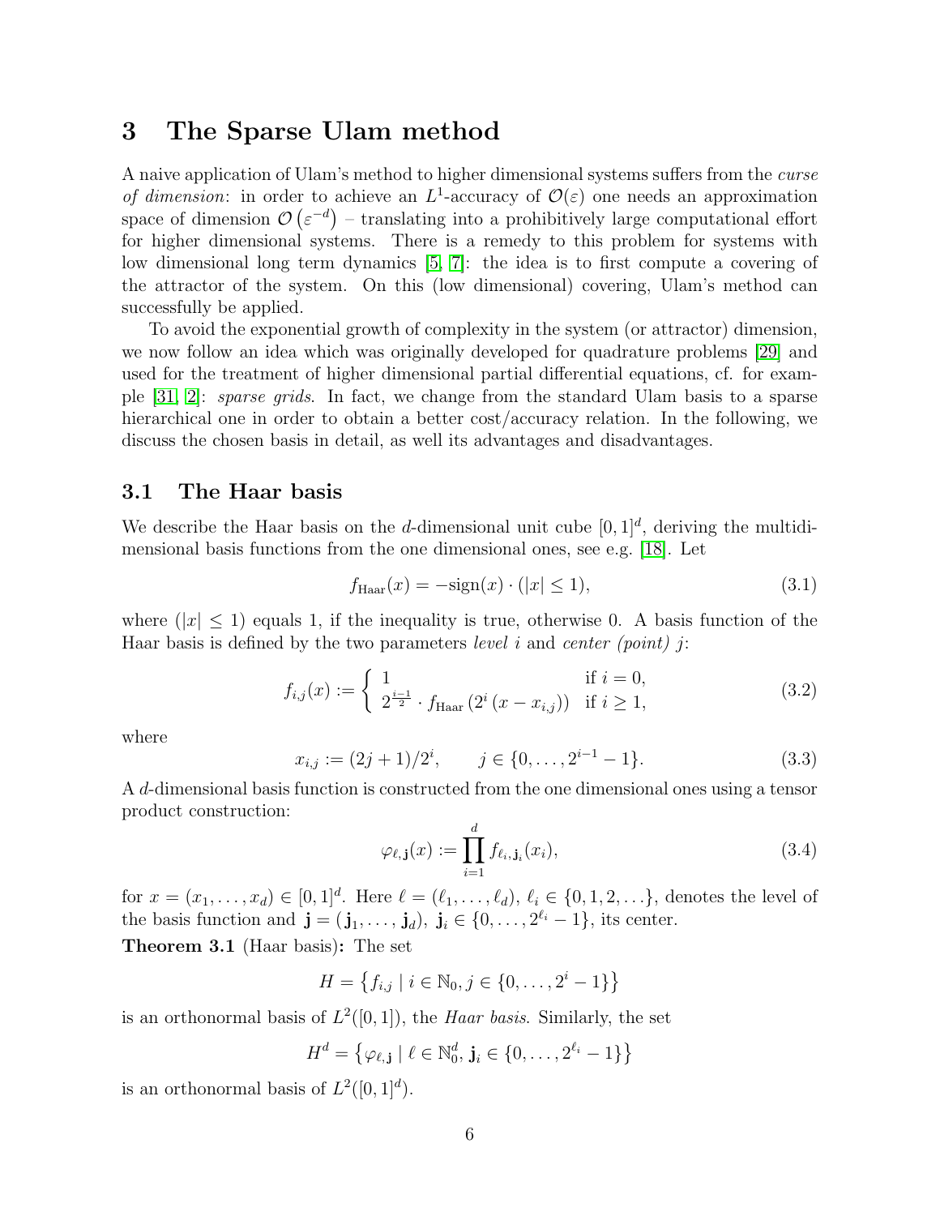# 3 The Sparse Ulam method

A naive application of Ulam's method to higher dimensional systems suffers from the *curse of dimension*: in order to achieve an $L^1$-accuracy of $\mathcal{O}(\varepsilon)$ one needs an approximation space of dimension $\mathcal{O}\left(\varepsilon^{-d}\right)$ – translating into a prohibitively large computational effort for higher dimensional systems. There is a remedy to this problem for systems with low dimensional long term dynamics [5, 7]: the idea is to first compute a covering of the attractor of the system. On this (low dimensional) covering, Ulam's method can successfully be applied.

To avoid the exponential growth of complexity in the system (or attractor) dimension, we now follow an idea which was originally developed for quadrature problems [29] and used for the treatment of higher dimensional partial differential equations, cf. for example [31, 2]: *sparse grids*. In fact, we change from the standard Ulam basis to a sparse hierarchical one in order to obtain a better cost/accuracy relation. In the following, we discuss the chosen basis in detail, as well its advantages and disadvantages.

## 3.1 The Haar basis

We describe the Haar basis on the $d$-dimensional unit cube $[0,1]^d$, deriving the multidimensional basis functions from the one dimensional ones, see e.g. [18]. Let

$$f_{\text{Haar}}(x) = -\text{sign}(x) \cdot (|x| \leq 1), \tag{3.1}$$

where $(|x| \leq 1)$ equals 1, if the inequality is true, otherwise 0. A basis function of the Haar basis is defined by the two parameters *level* $i$ and *center (point)* $j$:

$$f_{i,j}(x) := \begin{cases} 1 & \text{if } i = 0, \\ 2^{\frac{i-1}{2}} \cdot f_{\text{Haar}}\left(2^i \left(x - x_{i,j}\right)\right) & \text{if } i \geq 1, \end{cases} \tag{3.2}$$

where

$$x_{i,j} := (2j+1)/2^i, \qquad j \in \{0, \ldots, 2^{i-1} - 1\}. \tag{3.3}$$

A $d$-dimensional basis function is constructed from the one dimensional ones using a tensor product construction:

$$\varphi_{\ell,\mathbf{j}}(x) := \prod_{i=1}^{d} f_{\ell_i,\mathbf{j}_i}(x_i), \tag{3.4}$$

for $x = (x_1, \ldots, x_d) \in [0,1]^d$. Here $\ell = (\ell_1, \ldots, \ell_d)$, $\ell_i \in \{0, 1, 2, \ldots\}$, denotes the level of the basis function and $\mathbf{j} = (\mathbf{j}_1, \ldots, \mathbf{j}_d)$, $\mathbf{j}_i \in \{0, \ldots, 2^{\ell_i} - 1\}$, its center.

**Theorem 3.1** (Haar basis)**:** The set

$$H = \left\{ f_{i,j} \mid i \in \mathbb{N}_0, j \in \{0, \ldots, 2^i - 1\} \right\}$$

is an orthonormal basis of $L^2([0,1])$, the *Haar basis*. Similarly, the set

$$H^d = \left\{ \varphi_{\ell,\mathbf{j}} \mid \ell \in \mathbb{N}_0^d, \mathbf{j}_i \in \{0, \ldots, 2^{\ell_i} - 1\} \right\}$$

is an orthonormal basis of $L^2([0,1]^d)$.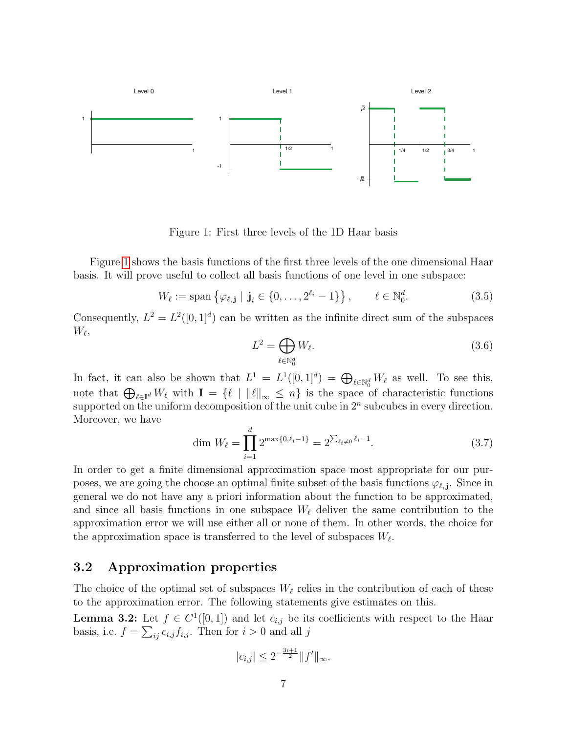Figure 1: First three levels of the 1D Haar basis

Figure 1 shows the basis functions of the first three levels of the one dimensional Haar basis. It will prove useful to collect all basis functions of one level in one subspace:

$$W_\ell := \operatorname{span}\left\{\varphi_{\ell,\mathbf{j}} \mid \mathbf{j}_i \in \{0,\ldots,2^{\ell_i}-1\}\right\}, \qquad \ell \in \mathbb{N}_0^d. \tag{3.5}$$

Consequently, $L^2 = L^2([0,1]^d)$ can be written as the infinite direct sum of the subspaces $W_\ell$,

$$L^2 = \bigoplus_{\ell\in\mathbb{N}_0^d} W_\ell. \tag{3.6}$$

In fact, it can also be shown that $L^1 = L^1([0,1]^d) = \bigoplus_{\ell\in\mathbb{N}_0^d} W_\ell$ as well. To see this, note that $\bigoplus_{\ell\in\mathbf{I}^d} W_\ell$ with $\mathbf{I} = \{\ell \mid \|\ell\|_\infty \le n\}$ is the space of characteristic functions supported on the uniform decomposition of the unit cube in $2^n$ subcubes in every direction. Moreover, we have

$$\dim W_\ell = \prod_{i=1}^{d} 2^{\max\{0,\ell_i-1\}} = 2^{\sum_{\ell_i\neq 0}\ell_i - 1}. \tag{3.7}$$

In order to get a finite dimensional approximation space most appropriate for our purposes, we are going the choose an optimal finite subset of the basis functions $\varphi_{\ell,\mathbf{j}}$. Since in general we do not have any a priori information about the function to be approximated, and since all basis functions in one subspace $W_\ell$ deliver the same contribution to the approximation error we will use either all or none of them. In other words, the choice for the approximation space is transferred to the level of subspaces $W_\ell$.

### 3.2 Approximation properties

The choice of the optimal set of subspaces $W_\ell$ relies in the contribution of each of these to the approximation error. The following statements give estimates on this.

**Lemma 3.2:** Let $f \in C^1([0,1])$ and let $c_{i,j}$ be its coefficients with respect to the Haar basis, i.e. $f = \sum_{ij} c_{i,j} f_{i,j}$. Then for $i > 0$ and all $j$

$$|c_{i,j}| \le 2^{-\frac{3i+1}{2}} \|f'\|_\infty.$$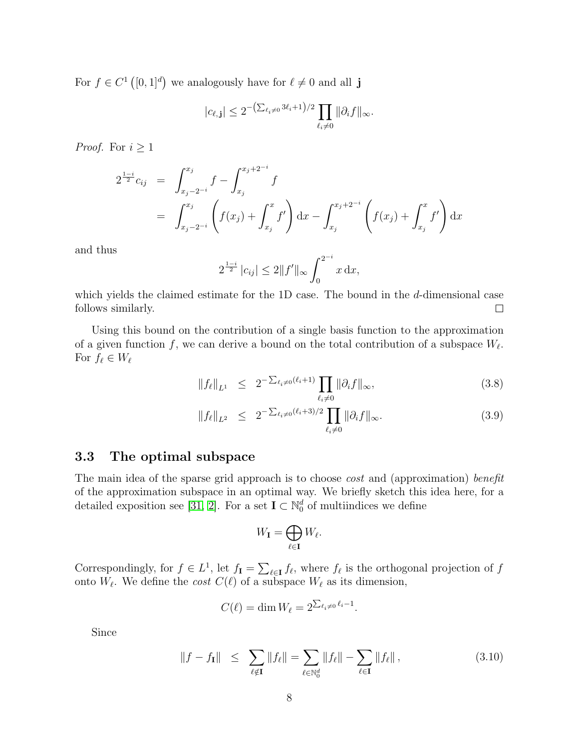For $f \in C^1\left([0,1]^d\right)$ we analogously have for $\ell \neq 0$ and all $\mathbf{j}$

$$|c_{\ell,\mathbf{j}}| \leq 2^{-\left(\sum_{\ell_i \neq 0} 3\ell_i + 1\right)/2} \prod_{\ell_i \neq 0} \|\partial_i f\|_\infty.$$

*Proof.* For $i \geq 1$

$$\begin{aligned}
2^{\frac{1-i}{2}} c_{ij} &= \int_{x_j - 2^{-i}}^{x_j} f - \int_{x_j}^{x_j + 2^{-i}} f \\
&= \int_{x_j - 2^{-i}}^{x_j} \left( f(x_j) + \int_{x_j}^{x} f' \right) \mathrm{d}x - \int_{x_j}^{x_j + 2^{-i}} \left( f(x_j) + \int_{x_j}^{x} f' \right) \mathrm{d}x
\end{aligned}$$

and thus

$$2^{\frac{1-i}{2}} |c_{ij}| \leq 2 \|f'\|_\infty \int_0^{2^{-i}} x \, \mathrm{d}x,$$

which yields the claimed estimate for the 1D case. The bound in the $d$-dimensional case follows similarly. ∎

Using this bound on the contribution of a single basis function to the approximation of a given function $f$, we can derive a bound on the total contribution of a subspace $W_\ell$. For $f_\ell \in W_\ell$

$$\|f_\ell\|_{L^1} \leq 2^{-\sum_{\ell_i \neq 0} (\ell_i + 1)} \prod_{\ell_i \neq 0} \|\partial_i f\|_\infty, \tag{3.8}$$

$$\|f_\ell\|_{L^2} \leq 2^{-\sum_{\ell_i \neq 0} (\ell_i + 3)/2} \prod_{\ell_i \neq 0} \|\partial_i f\|_\infty. \tag{3.9}$$

### 3.3 The optimal subspace

The main idea of the sparse grid approach is to choose *cost* and (approximation) *benefit* of the approximation subspace in an optimal way. We briefly sketch this idea here, for a detailed exposition see [31, 2]. For a set $\mathbf{I} \subset \mathbb{N}_0^d$ of multiindices we define

$$W_\mathbf{I} = \bigoplus_{\ell \in \mathbf{I}} W_\ell.$$

Correspondingly, for $f \in L^1$, let $f_\mathbf{I} = \sum_{\ell \in \mathbf{I}} f_\ell$, where $f_\ell$ is the orthogonal projection of $f$ onto $W_\ell$. We define the *cost* $C(\ell)$ of a subspace $W_\ell$ as its dimension,

$$C(\ell) = \dim W_\ell = 2^{\sum_{\ell_i \neq 0} \ell_i - 1}.$$

Since

$$\|f - f_\mathbf{I}\| \leq \sum_{\ell \notin \mathbf{I}} \|f_\ell\| = \sum_{\ell \in \mathbb{N}_0^d} \|f_\ell\| - \sum_{\ell \in \mathbf{I}} \|f_\ell\|, \tag{3.10}$$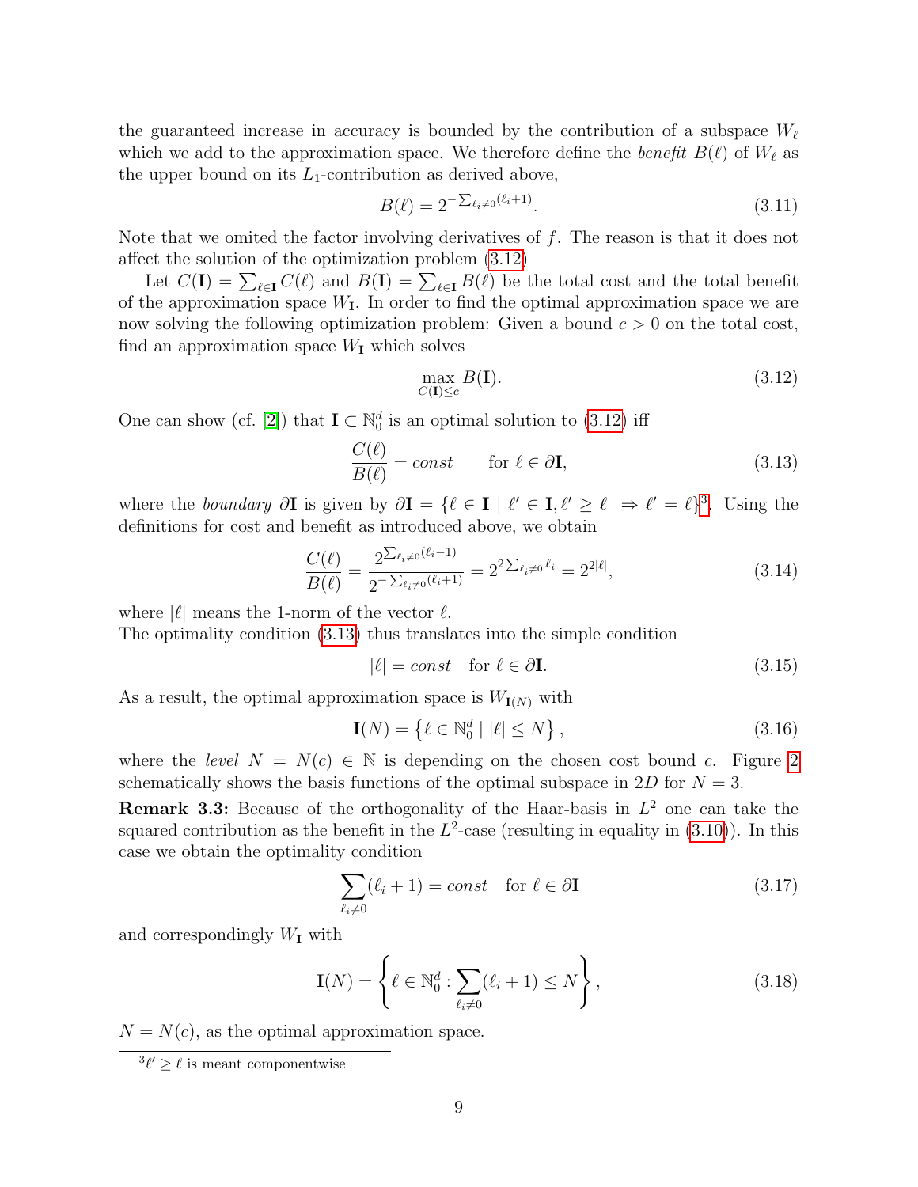the guaranteed increase in accuracy is bounded by the contribution of a subspace $W_\ell$ which we add to the approximation space. We therefore define the *benefit* $B(\ell)$ of $W_\ell$ as the upper bound on its $L_1$-contribution as derived above,

$$B(\ell) = 2^{-\sum_{\ell_i \neq 0}(\ell_i+1)}. \tag{3.11}$$

Note that we omited the factor involving derivatives of $f$. The reason is that it does not affect the solution of the optimization problem (3.12)

Let $C(\mathbf{I}) = \sum_{\ell \in \mathbf{I}} C(\ell)$ and $B(\mathbf{I}) = \sum_{\ell \in \mathbf{I}} B(\ell)$ be the total cost and the total benefit of the approximation space $W_\mathbf{I}$. In order to find the optimal approximation space we are now solving the following optimization problem: Given a bound $c > 0$ on the total cost, find an approximation space $W_\mathbf{I}$ which solves

$$\max_{C(\mathbf{I}) \leq c} B(\mathbf{I}). \tag{3.12}$$

One can show (cf. [2]) that $\mathbf{I} \subset \mathbb{N}_0^d$ is an optimal solution to (3.12) iff

$$\frac{C(\ell)}{B(\ell)} = const \qquad \text{for } \ell \in \partial\mathbf{I}, \tag{3.13}$$

where the *boundary* $\partial\mathbf{I}$ is given by $\partial\mathbf{I} = \{\ell \in \mathbf{I} \mid \ell' \in \mathbf{I}, \ell' \geq \ell \;\Rightarrow \ell' = \ell\}$[3]. Using the definitions for cost and benefit as introduced above, we obtain

$$\frac{C(\ell)}{B(\ell)} = \frac{2^{\sum_{\ell_i \neq 0}(\ell_i - 1)}}{2^{-\sum_{\ell_i \neq 0}(\ell_i+1)}} = 2^{2\sum_{\ell_i \neq 0}\ell_i} = 2^{2|\ell|}, \tag{3.14}$$

where $|\ell|$ means the 1-norm of the vector $\ell$.
The optimality condition (3.13) thus translates into the simple condition

$$|\ell| = const \quad \text{for } \ell \in \partial\mathbf{I}. \tag{3.15}$$

As a result, the optimal approximation space is $W_{\mathbf{I}(N)}$ with

$$\mathbf{I}(N) = \left\{ \ell \in \mathbb{N}_0^d \mid |\ell| \leq N \right\}, \tag{3.16}$$

where the *level* $N = N(c) \in \mathbb{N}$ is depending on the chosen cost bound $c$. Figure 2 schematically shows the basis functions of the optimal subspace in $2D$ for $N = 3$.

**Remark 3.3:** Because of the orthogonality of the Haar-basis in $L^2$ one can take the squared contribution as the benefit in the $L^2$-case (resulting in equality in (3.10)). In this case we obtain the optimality condition

$$\sum_{\ell_i \neq 0}(\ell_i + 1) = const \quad \text{for } \ell \in \partial\mathbf{I} \tag{3.17}$$

and correspondingly $W_\mathbf{I}$ with

$$\mathbf{I}(N) = \left\{ \ell \in \mathbb{N}_0^d : \sum_{\ell_i \neq 0}(\ell_i + 1) \leq N \right\}, \tag{3.18}$$

$N = N(c)$, as the optimal approximation space.

---

[3] $\ell' \geq \ell$ is meant componentwise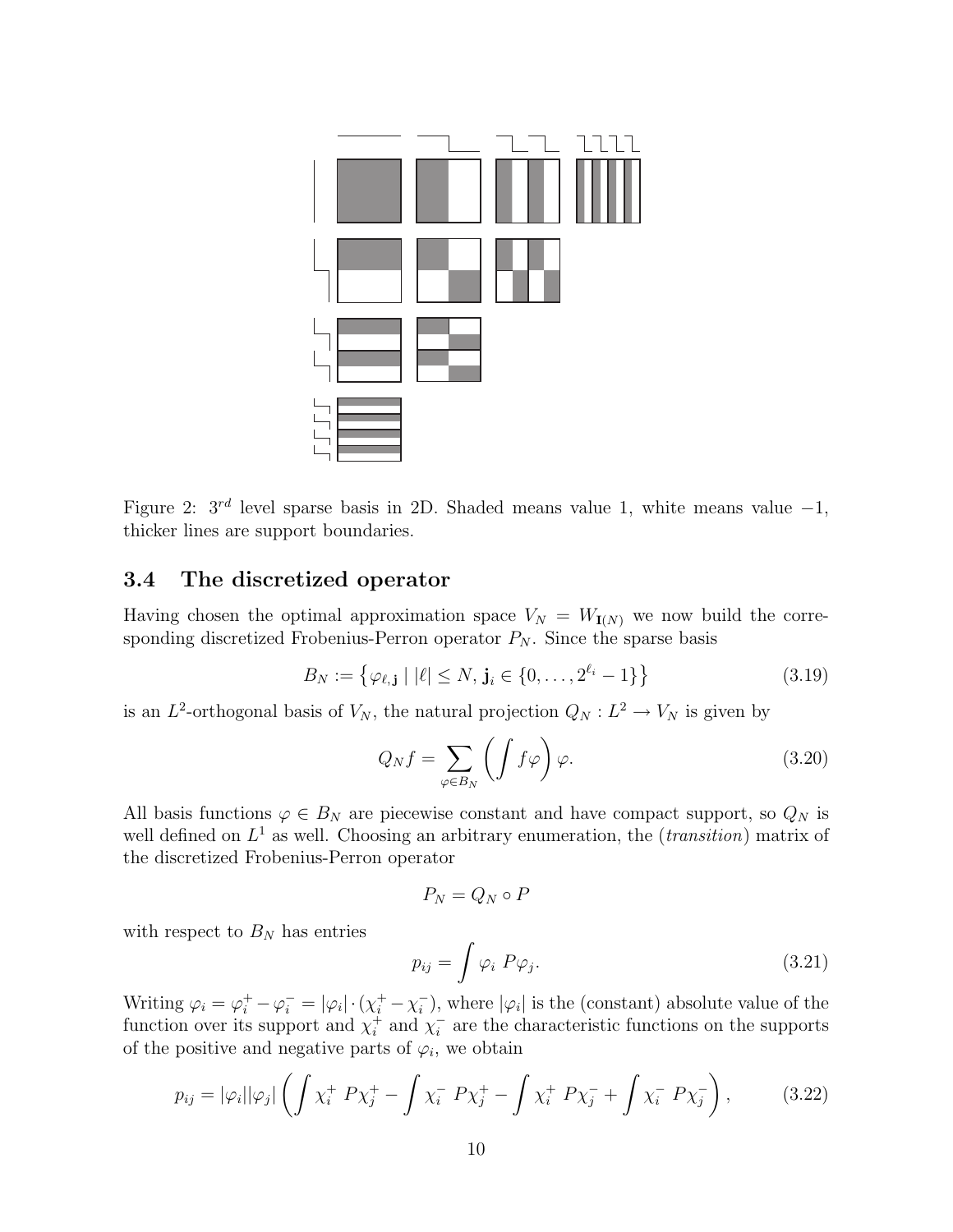Figure 2: $3^{rd}$ level sparse basis in 2D. Shaded means value 1, white means value $-1$, thicker lines are support boundaries.

### 3.4 The discretized operator

Having chosen the optimal approximation space $V_N = W_{\mathbf{I}(N)}$ we now build the corresponding discretized Frobenius-Perron operator $P_N$. Since the sparse basis

$$B_N := \left\{ \varphi_{\ell,\mathbf{j}} \mid |\ell| \le N, \mathbf{j}_i \in \{0, \ldots, 2^{\ell_i} - 1\} \right\} \tag{3.19}$$

is an $L^2$-orthogonal basis of $V_N$, the natural projection $Q_N : L^2 \to V_N$ is given by

$$Q_N f = \sum_{\varphi \in B_N} \left( \int f \varphi \right) \varphi. \tag{3.20}$$

All basis functions $\varphi \in B_N$ are piecewise constant and have compact support, so $Q_N$ is well defined on $L^1$ as well. Choosing an arbitrary enumeration, the (*transition*) matrix of the discretized Frobenius-Perron operator

$$P_N = Q_N \circ P$$

with respect to $B_N$ has entries

$$p_{ij} = \int \varphi_i \; P\varphi_j. \tag{3.21}$$

Writing $\varphi_i = \varphi_i^+ - \varphi_i^- = |\varphi_i| \cdot (\chi_i^+ - \chi_i^-)$, where $|\varphi_i|$ is the (constant) absolute value of the function over its support and $\chi_i^+$ and $\chi_i^-$ are the characteristic functions on the supports of the positive and negative parts of $\varphi_i$, we obtain

$$p_{ij} = |\varphi_i||\varphi_j| \left( \int \chi_i^+ \; P\chi_j^+ - \int \chi_i^- \; P\chi_j^+ - \int \chi_i^+ \; P\chi_j^- + \int \chi_i^- \; P\chi_j^- \right), \tag{3.22}$$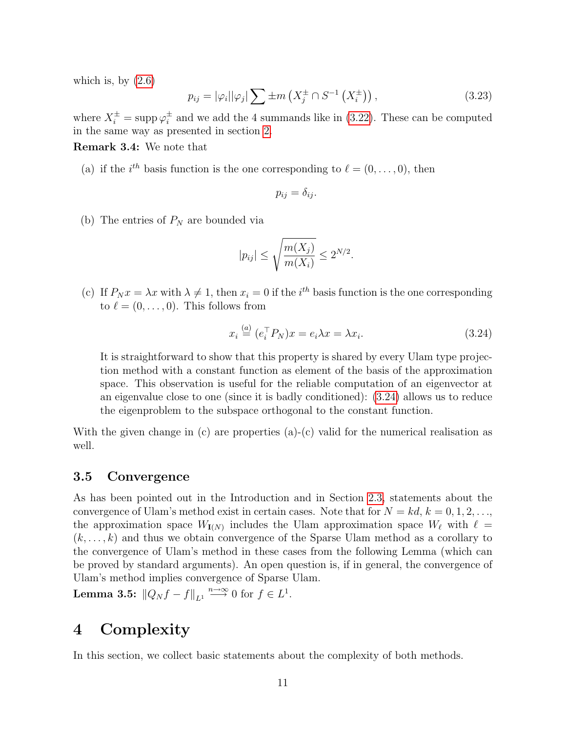which is, by (2.6)

$$p_{ij} = |\varphi_i||\varphi_j| \sum \pm m\left(X_j^{\pm} \cap S^{-1}\left(X_i^{\pm}\right)\right), \tag{3.23}$$

where $X_i^{\pm} = \operatorname{supp} \varphi_i^{\pm}$ and we add the 4 summands like in (3.22). These can be computed in the same way as presented in section 2.

**Remark 3.4:** We note that

(a) if the $i^{th}$ basis function is the one corresponding to $\ell = (0, \ldots, 0)$, then

$$p_{ij} = \delta_{ij}.$$

(b) The entries of $P_N$ are bounded via

$$|p_{ij}| \leq \sqrt{\frac{m(X_j)}{m(X_i)}} \leq 2^{N/2}.$$

(c) If $P_N x = \lambda x$ with $\lambda \neq 1$, then $x_i = 0$ if the $i^{th}$ basis function is the one corresponding to $\ell = (0, \ldots, 0)$. This follows from

$$x_i \stackrel{(a)}{=} (e_i^\top P_N)x = e_i \lambda x = \lambda x_i. \tag{3.24}$$

It is straightforward to show that this property is shared by every Ulam type projection method with a constant function as element of the basis of the approximation space. This observation is useful for the reliable computation of an eigenvector at an eigenvalue close to one (since it is badly conditioned): (3.24) allows us to reduce the eigenproblem to the subspace orthogonal to the constant function.

With the given change in (c) are properties (a)-(c) valid for the numerical realisation as well.

### 3.5 Convergence

As has been pointed out in the Introduction and in Section 2.3, statements about the convergence of Ulam's method exist in certain cases. Note that for $N = kd$, $k = 0, 1, 2, \ldots$, the approximation space $W_{\mathbf{I}(N)}$ includes the Ulam approximation space $W_\ell$ with $\ell = (k, \ldots, k)$ and thus we obtain convergence of the Sparse Ulam method as a corollary to the convergence of Ulam's method in these cases from the following Lemma (which can be proved by standard arguments). An open question is, if in general, the convergence of Ulam's method implies convergence of Sparse Ulam.

**Lemma 3.5:** $\|Q_N f - f\|_{L^1} \stackrel{n\to\infty}{\longrightarrow} 0$ for $f \in L^1$.

# 4 Complexity

In this section, we collect basic statements about the complexity of both methods.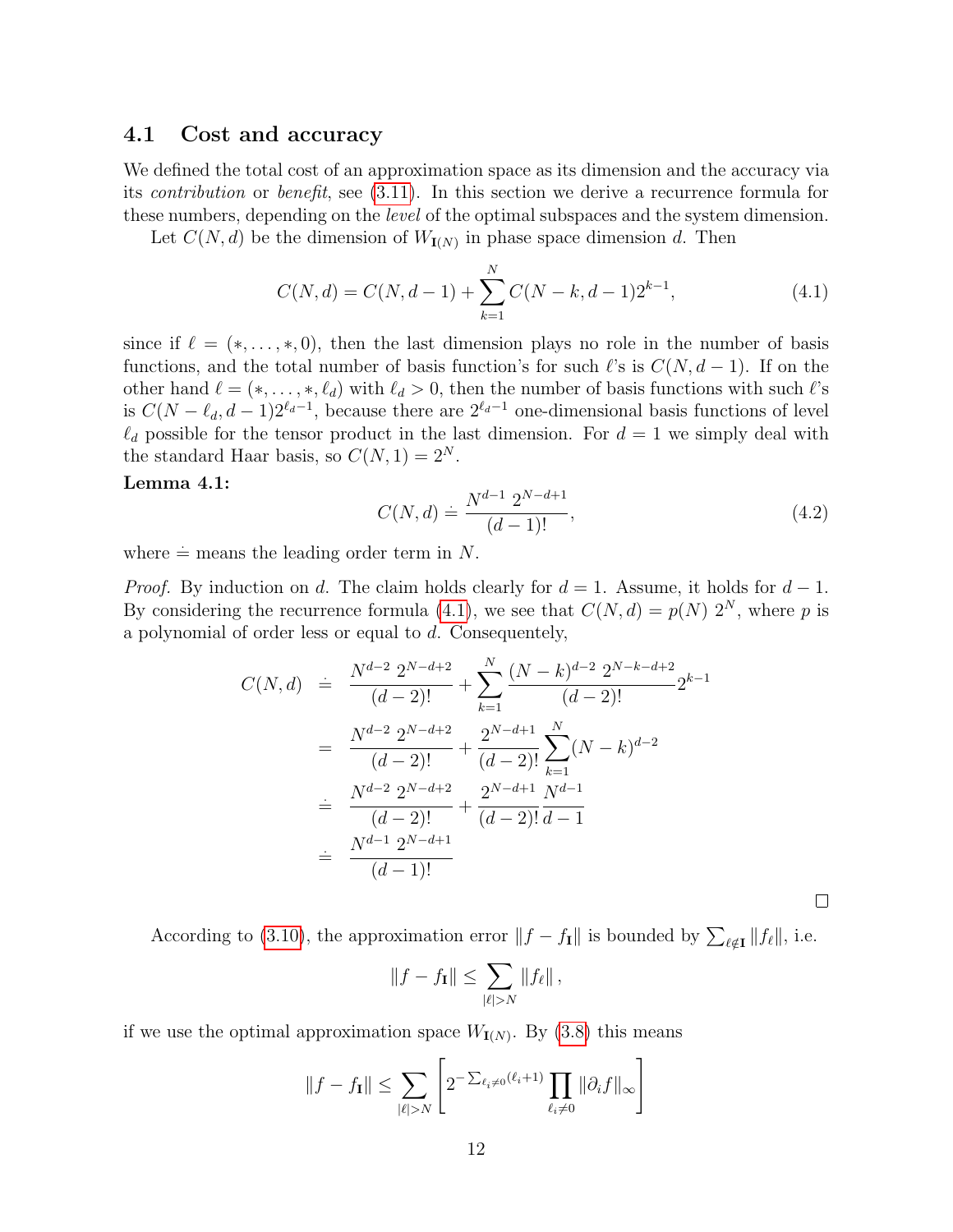### 4.1 Cost and accuracy

We defined the total cost of an approximation space as its dimension and the accuracy via its *contribution* or *benefit*, see (3.11). In this section we derive a recurrence formula for these numbers, depending on the *level* of the optimal subspaces and the system dimension.

Let $C(N, d)$ be the dimension of $W_{\mathbf{I}(N)}$ in phase space dimension $d$. Then

$$C(N, d) = C(N, d-1) + \sum_{k=1}^{N} C(N-k, d-1) 2^{k-1}, \tag{4.1}$$

since if $\ell = (*, \ldots, *, 0)$, then the last dimension plays no role in the number of basis functions, and the total number of basis function's for such $\ell$'s is $C(N, d-1)$. If on the other hand $\ell = (*, \ldots, *, \ell_d)$ with $\ell_d > 0$, then the number of basis functions with such $\ell$'s is $C(N - \ell_d, d-1) 2^{\ell_d - 1}$, because there are $2^{\ell_d - 1}$ one-dimensional basis functions of level $\ell_d$ possible for the tensor product in the last dimension. For $d = 1$ we simply deal with the standard Haar basis, so $C(N, 1) = 2^N$.

**Lemma 4.1:**

$$C(N, d) \doteq \frac{N^{d-1} \; 2^{N-d+1}}{(d-1)!}, \tag{4.2}$$

where $\doteq$ means the leading order term in $N$.

*Proof.* By induction on $d$. The claim holds clearly for $d = 1$. Assume, it holds for $d - 1$. By considering the recurrence formula (4.1), we see that $C(N, d) = p(N) \; 2^N$, where $p$ is a polynomial of order less or equal to $d$. Consequentely,

$$\begin{aligned}
C(N,d) &\doteq \frac{N^{d-2} \; 2^{N-d+2}}{(d-2)!} + \sum_{k=1}^{N} \frac{(N-k)^{d-2} \; 2^{N-k-d+2}}{(d-2)!} 2^{k-1} \\
&= \frac{N^{d-2} \; 2^{N-d+2}}{(d-2)!} + \frac{2^{N-d+1}}{(d-2)!} \sum_{k=1}^{N} (N-k)^{d-2} \\
&\doteq \frac{N^{d-2} \; 2^{N-d+2}}{(d-2)!} + \frac{2^{N-d+1}}{(d-2)!} \frac{N^{d-1}}{d-1} \\
&\doteq \frac{N^{d-1} \; 2^{N-d+1}}{(d-1)!}
\end{aligned}$$

□

According to (3.10), the approximation error $\|f - f_{\mathbf{I}}\|$ is bounded by $\sum_{\ell \notin \mathbf{I}} \|f_\ell\|$, i.e.

$$\|f - f_{\mathbf{I}}\| \leq \sum_{|\ell| > N} \|f_\ell\| \,,$$

if we use the optimal approximation space $W_{\mathbf{I}(N)}$. By (3.8) this means

$$\|f - f_{\mathbf{I}}\| \leq \sum_{|\ell| > N} \left[ 2^{-\sum_{\ell_i \neq 0} (\ell_i + 1)} \prod_{\ell_i \neq 0} \|\partial_i f\|_\infty \right]$$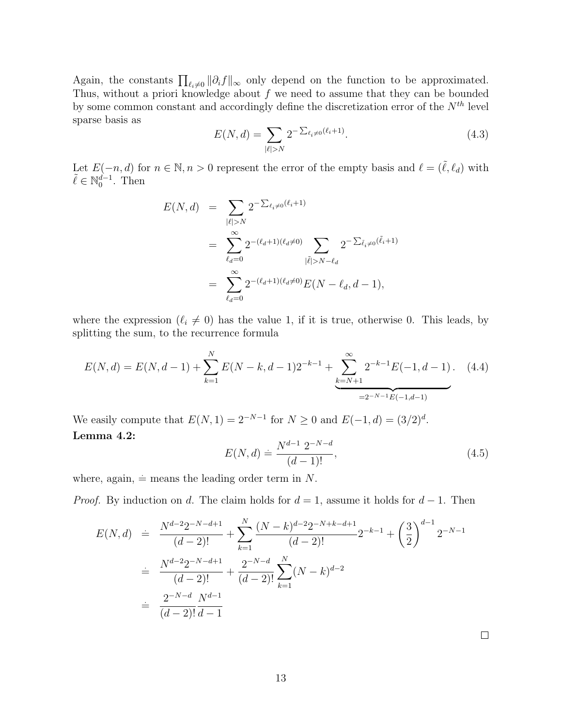Again, the constants $\prod_{\ell_i \neq 0} \|\partial_i f\|_\infty$ only depend on the function to be approximated. Thus, without a priori knowledge about $f$ we need to assume that they can be bounded by some common constant and accordingly define the discretization error of the $N^{th}$ level sparse basis as

$$E(N,d) = \sum_{|\ell|>N} 2^{-\sum_{\ell_i \neq 0}(\ell_i+1)}. \tag{4.3}$$

Let $E(-n,d)$ for $n \in \mathbb{N}, n > 0$ represent the error of the empty basis and $\ell = (\tilde{\ell}, \ell_d)$ with $\tilde{\ell} \in \mathbb{N}_0^{d-1}$. Then

$$\begin{aligned}
E(N,d) &= \sum_{|\ell|>N} 2^{-\sum_{\ell_i \neq 0}(\ell_i+1)} \\
&= \sum_{\ell_d=0}^{\infty} 2^{-(\ell_d+1)(\ell_d \neq 0)} \sum_{|\tilde{\ell}|>N-\ell_d} 2^{-\sum_{\tilde{\ell}_i \neq 0}(\tilde{\ell}_i+1)} \\
&= \sum_{\ell_d=0}^{\infty} 2^{-(\ell_d+1)(\ell_d \neq 0)} E(N-\ell_d, d-1),
\end{aligned}$$

where the expression $(\ell_i \neq 0)$ has the value 1, if it is true, otherwise 0. This leads, by splitting the sum, to the recurrence formula

$$E(N,d) = E(N,d-1) + \sum_{k=1}^{N} E(N-k,d-1)2^{-k-1} + \underbrace{\sum_{k=N+1}^{\infty} 2^{-k-1} E(-1,d-1)}_{=2^{-N-1}E(-1,d-1)}. \tag{4.4}$$

We easily compute that $E(N,1) = 2^{-N-1}$ for $N \geq 0$ and $E(-1,d) = (3/2)^d$.

**Lemma 4.2:**

$$E(N,d) \doteq \frac{N^{d-1}\, 2^{-N-d}}{(d-1)!}, \tag{4.5}$$

where, again, $\doteq$ means the leading order term in $N$.

*Proof.* By induction on $d$. The claim holds for $d = 1$, assume it holds for $d - 1$. Then

$$\begin{aligned}
E(N,d) &\doteq \frac{N^{d-2}2^{-N-d+1}}{(d-2)!} + \sum_{k=1}^{N} \frac{(N-k)^{d-2}2^{-N+k-d+1}}{(d-2)!} 2^{-k-1} + \left(\frac{3}{2}\right)^{d-1} 2^{-N-1} \\
&\doteq \frac{N^{d-2}2^{-N-d+1}}{(d-2)!} + \frac{2^{-N-d}}{(d-2)!} \sum_{k=1}^{N} (N-k)^{d-2} \\
&\doteq \frac{2^{-N-d}}{(d-2)!} \frac{N^{d-1}}{d-1}
\end{aligned}$$

□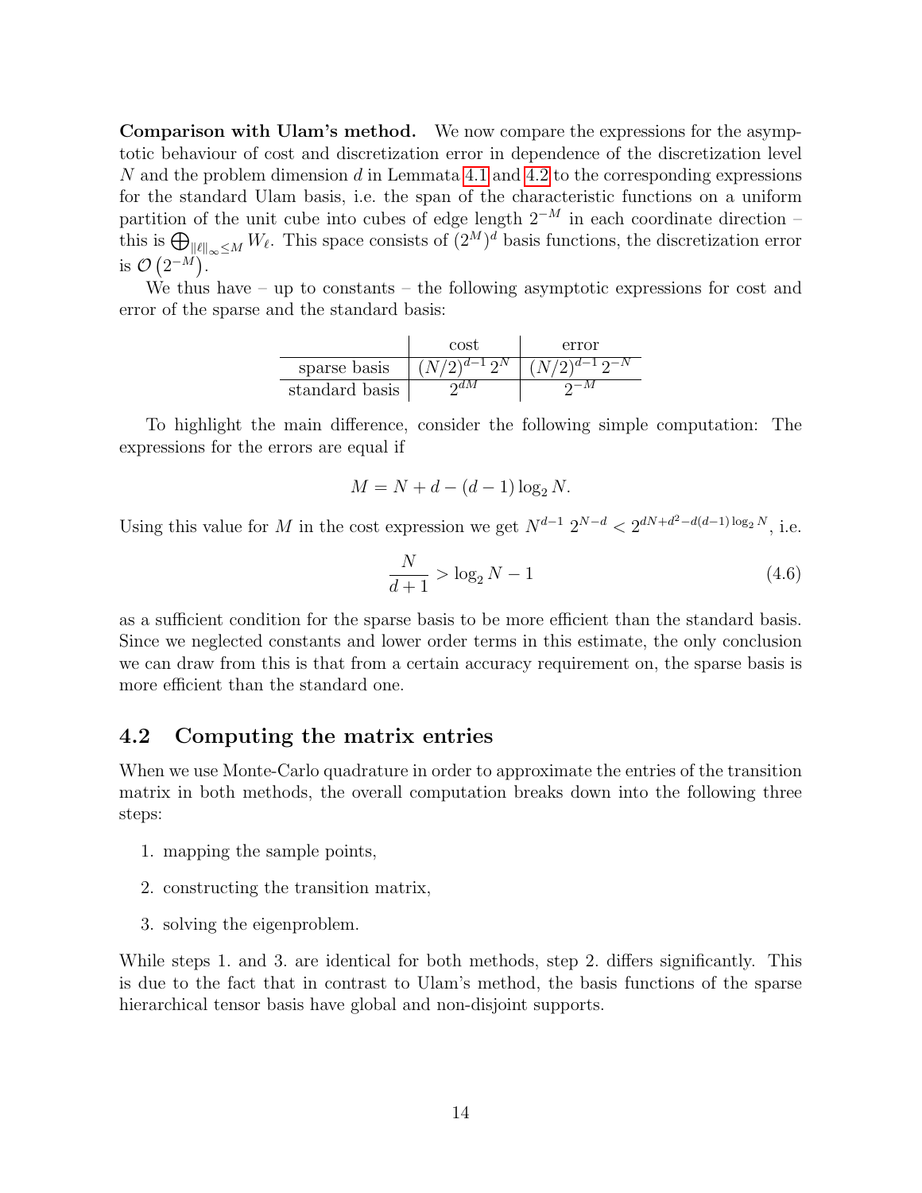**Comparison with Ulam's method.** We now compare the expressions for the asymptotic behaviour of cost and discretization error in dependence of the discretization level $N$ and the problem dimension $d$ in Lemmata 4.1 and 4.2 to the corresponding expressions for the standard Ulam basis, i.e. the span of the characteristic functions on a uniform partition of the unit cube into cubes of edge length $2^{-M}$ in each coordinate direction – this is $\bigoplus_{\|\ell\|_\infty \le M} W_\ell$. This space consists of $(2^M)^d$ basis functions, the discretization error is $\mathcal{O}\left(2^{-M}\right)$.

We thus have – up to constants – the following asymptotic expressions for cost and error of the sparse and the standard basis:

| | cost | error |
|---|---|---|
| sparse basis | $(N/2)^{d-1}\,2^N$ | $(N/2)^{d-1}\,2^{-N}$ |
| standard basis | $2^{dM}$ | $2^{-M}$ |

To highlight the main difference, consider the following simple computation: The expressions for the errors are equal if

$$M = N + d - (d-1)\log_2 N.$$

Using this value for $M$ in the cost expression we get $N^{d-1}\,2^{N-d} < 2^{dN+d^2-d(d-1)\log_2 N}$, i.e.

$$\frac{N}{d+1} > \log_2 N - 1 \tag{4.6}$$

as a sufficient condition for the sparse basis to be more efficient than the standard basis. Since we neglected constants and lower order terms in this estimate, the only conclusion we can draw from this is that from a certain accuracy requirement on, the sparse basis is more efficient than the standard one.

## 4.2 Computing the matrix entries

When we use Monte-Carlo quadrature in order to approximate the entries of the transition matrix in both methods, the overall computation breaks down into the following three steps:

1. mapping the sample points,
2. constructing the transition matrix,
3. solving the eigenproblem.

While steps 1. and 3. are identical for both methods, step 2. differs significantly. This is due to the fact that in contrast to Ulam's method, the basis functions of the sparse hierarchical tensor basis have global and non-disjoint supports.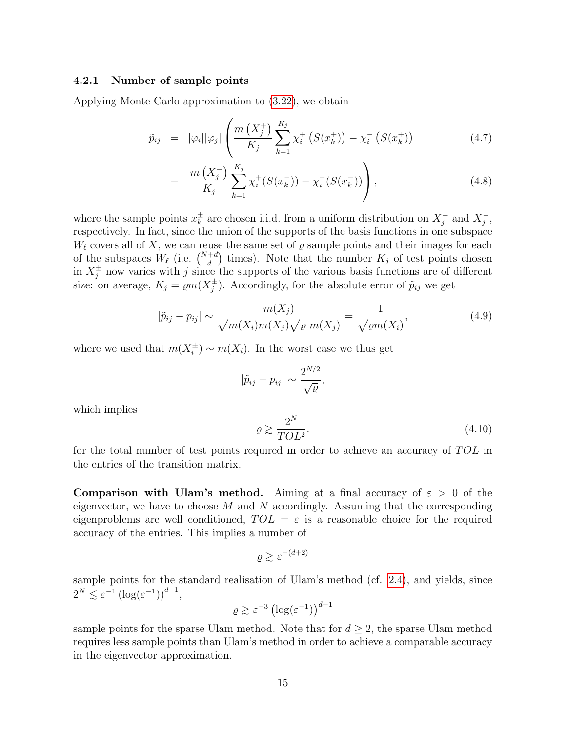### 4.2.1 Number of sample points

Applying Monte-Carlo approximation to (3.22), we obtain

$$
\begin{aligned}
\tilde{p}_{ij} &= |\varphi_i||\varphi_j| \left( \frac{m\left(X_j^+\right)}{K_j} \sum_{k=1}^{K_j} \chi_i^+\left(S(x_k^+)\right) - \chi_i^-\left(S(x_k^+)\right) \right. && (4.7) \\
&- \left. \frac{m\left(X_j^-\right)}{K_j} \sum_{k=1}^{K_j} \chi_i^+(S(x_k^-)) - \chi_i^-(S(x_k^-)) \right), && (4.8)
\end{aligned}
$$

where the sample points $x_k^\pm$ are chosen i.i.d. from a uniform distribution on $X_j^+$ and $X_j^-$, respectively. In fact, since the union of the supports of the basis functions in one subspace $W_\ell$ covers all of $X$, we can reuse the same set of $\varrho$ sample points and their images for each of the subspaces $W_\ell$ (i.e. $\binom{N+d}{d}$ times). Note that the number $K_j$ of test points chosen in $X_j^\pm$ now varies with $j$ since the supports of the various basis functions are of different size: on average, $K_j = \varrho m(X_j^\pm)$. Accordingly, for the absolute error of $\tilde{p}_{ij}$ we get

$$
|\tilde{p}_{ij} - p_{ij}| \sim \frac{m(X_j)}{\sqrt{m(X_i)m(X_j)}\sqrt{\varrho\, m(X_j)}} = \frac{1}{\sqrt{\varrho m(X_i)}}, \tag{4.9}
$$

where we used that $m(X_i^\pm) \sim m(X_i)$. In the worst case we thus get

$$
|\tilde{p}_{ij} - p_{ij}| \sim \frac{2^{N/2}}{\sqrt{\varrho}},
$$

which implies

$$
\varrho \gtrsim \frac{2^N}{TOL^2}. \tag{4.10}
$$

for the total number of test points required in order to achieve an accuracy of $TOL$ in the entries of the transition matrix.

**Comparison with Ulam's method.** Aiming at a final accuracy of $\varepsilon > 0$ of the eigenvector, we have to choose $M$ and $N$ accordingly. Assuming that the corresponding eigenproblems are well conditioned, $TOL = \varepsilon$ is a reasonable choice for the required accuracy of the entries. This implies a number of

$$
\varrho \gtrsim \varepsilon^{-(d+2)}
$$

sample points for the standard realisation of Ulam's method (cf. 2.4), and yields, since $2^N \lesssim \varepsilon^{-1}\left(\log(\varepsilon^{-1})\right)^{d-1}$,

$$
\varrho \gtrsim \varepsilon^{-3}\left(\log(\varepsilon^{-1})\right)^{d-1}
$$

sample points for the sparse Ulam method. Note that for $d \geq 2$, the sparse Ulam method requires less sample points than Ulam's method in order to achieve a comparable accuracy in the eigenvector approximation.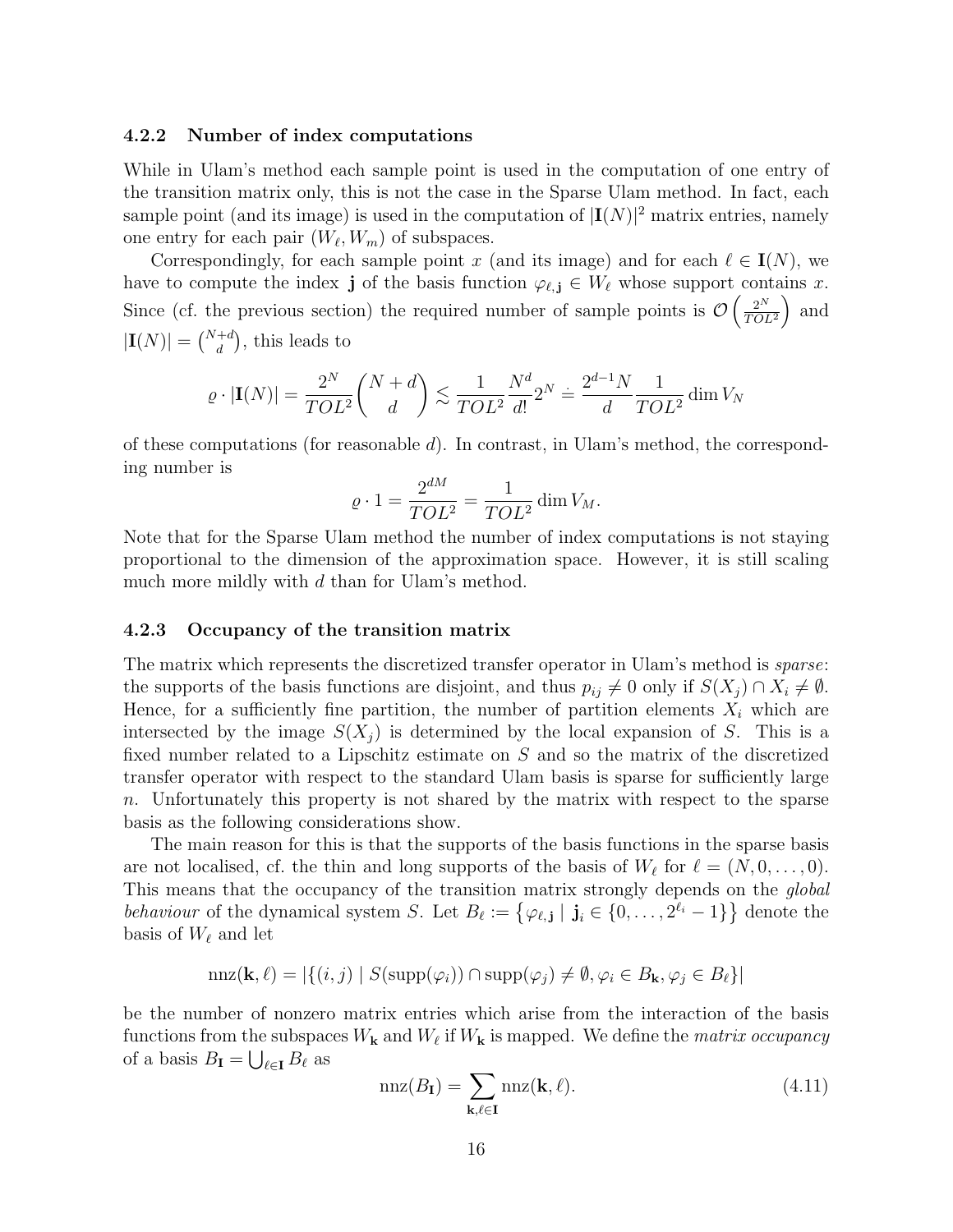### 4.2.2 Number of index computations

While in Ulam's method each sample point is used in the computation of one entry of the transition matrix only, this is not the case in the Sparse Ulam method. In fact, each sample point (and its image) is used in the computation of $|\mathbf{I}(N)|^2$ matrix entries, namely one entry for each pair $(W_\ell, W_m)$ of subspaces.

Correspondingly, for each sample point $x$ (and its image) and for each $\ell \in \mathbf{I}(N)$, we have to compute the index $\mathbf{j}$ of the basis function $\varphi_{\ell,\mathbf{j}} \in W_\ell$ whose support contains $x$. Since (cf. the previous section) the required number of sample points is $\mathcal{O}\left(\frac{2^N}{TOL^2}\right)$ and $|\mathbf{I}(N)| = \binom{N+d}{d}$, this leads to

$$\varrho \cdot |\mathbf{I}(N)| = \frac{2^N}{TOL^2}\binom{N+d}{d} \lesssim \frac{1}{TOL^2}\frac{N^d}{d!}2^N \doteq \frac{2^{d-1}N}{d}\frac{1}{TOL^2}\dim V_N$$

of these computations (for reasonable $d$). In contrast, in Ulam's method, the corresponding number is

$$\varrho \cdot 1 = \frac{2^{dM}}{TOL^2} = \frac{1}{TOL^2}\dim V_M.$$

Note that for the Sparse Ulam method the number of index computations is not staying proportional to the dimension of the approximation space. However, it is still scaling much more mildly with $d$ than for Ulam's method.

### 4.2.3 Occupancy of the transition matrix

The matrix which represents the discretized transfer operator in Ulam's method is *sparse*: the supports of the basis functions are disjoint, and thus $p_{ij} \neq 0$ only if $S(X_j) \cap X_i \neq \emptyset$. Hence, for a sufficiently fine partition, the number of partition elements $X_i$ which are intersected by the image $S(X_j)$ is determined by the local expansion of $S$. This is a fixed number related to a Lipschitz estimate on $S$ and so the matrix of the discretized transfer operator with respect to the standard Ulam basis is sparse for sufficiently large $n$. Unfortunately this property is not shared by the matrix with respect to the sparse basis as the following considerations show.

The main reason for this is that the supports of the basis functions in the sparse basis are not localised, cf. the thin and long supports of the basis of $W_\ell$ for $\ell = (N, 0, \ldots, 0)$. This means that the occupancy of the transition matrix strongly depends on the *global behaviour* of the dynamical system $S$. Let $B_\ell := \left\{\varphi_{\ell,\mathbf{j}} \mid \mathbf{j}_i \in \{0, \ldots, 2^{\ell_i} - 1\}\right\}$ denote the basis of $W_\ell$ and let

$$\text{nnz}(\mathbf{k}, \ell) = |\{(i,j) \mid S(\text{supp}(\varphi_i)) \cap \text{supp}(\varphi_j) \neq \emptyset, \varphi_i \in B_{\mathbf{k}}, \varphi_j \in B_\ell\}|$$

be the number of nonzero matrix entries which arise from the interaction of the basis functions from the subspaces $W_{\mathbf{k}}$ and $W_\ell$ if $W_{\mathbf{k}}$ is mapped. We define the *matrix occupancy* of a basis $B_{\mathbf{I}} = \bigcup_{\ell \in \mathbf{I}} B_\ell$ as

$$\text{nnz}(B_{\mathbf{I}}) = \sum_{\mathbf{k},\ell \in \mathbf{I}} \text{nnz}(\mathbf{k}, \ell). \tag{4.11}$$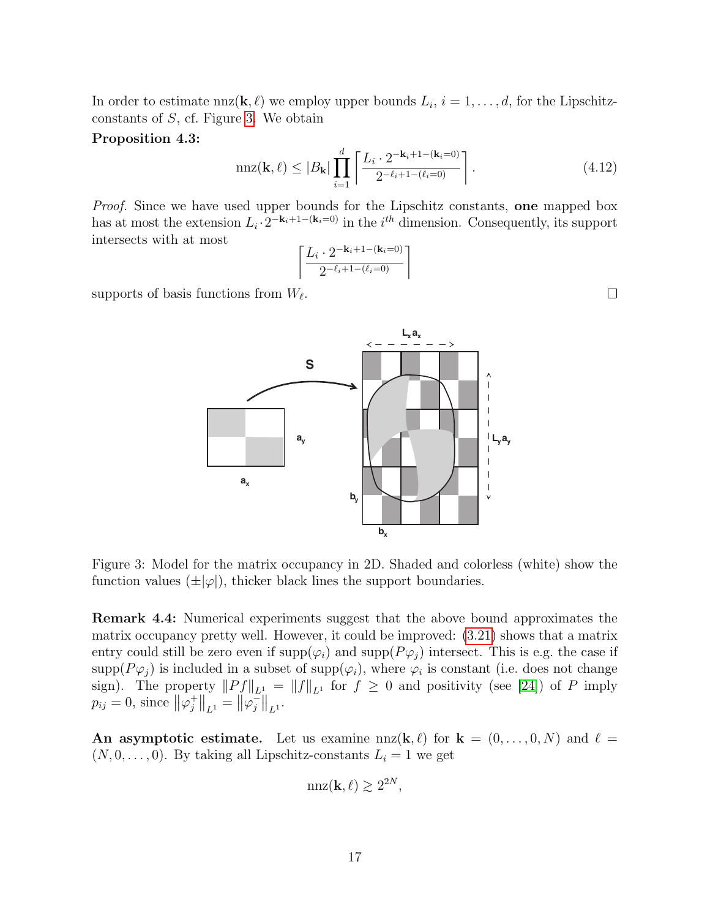In order to estimate $\mathrm{nnz}(\mathbf{k}, \ell)$ we employ upper bounds $L_i$, $i = 1, \dots, d$, for the Lipschitz-constants of $S$, cf. Figure 3. We obtain

**Proposition 4.3:**

$$\mathrm{nnz}(\mathbf{k}, \ell) \leq |B_{\mathbf{k}}| \prod_{i=1}^{d} \left\lceil \frac{L_i \cdot 2^{-\mathbf{k}_i+1-(\mathbf{k}_i=0)}}{2^{-\ell_i+1-(\ell_i=0)}} \right\rceil . \tag{4.12}$$

*Proof.* Since we have used upper bounds for the Lipschitz constants, **one** mapped box has at most the extension $L_i \cdot 2^{-\mathbf{k}_i+1-(\mathbf{k}_i=0)}$ in the $i^{th}$ dimension. Consequently, its support intersects with at most

$$\left\lceil \frac{L_i \cdot 2^{-\mathbf{k}_i+1-(\mathbf{k}_i=0)}}{2^{-\ell_i+1-(\ell_i=0)}} \right\rceil$$

supports of basis functions from $W_\ell$. □

Figure 3: Model for the matrix occupancy in 2D. Shaded and colorless (white) show the function values ($\pm|\varphi|$), thicker black lines the support boundaries.

**Remark 4.4:** Numerical experiments suggest that the above bound approximates the matrix occupancy pretty well. However, it could be improved: (3.21) shows that a matrix entry could still be zero even if $\mathrm{supp}(\varphi_i)$ and $\mathrm{supp}(P\varphi_j)$ intersect. This is e.g. the case if $\mathrm{supp}(P\varphi_j)$ is included in a subset of $\mathrm{supp}(\varphi_i)$, where $\varphi_i$ is constant (i.e. does not change sign). The property $\|Pf\|_{L^1} = \|f\|_{L^1}$ for $f \geq 0$ and positivity (see [24]) of $P$ imply $p_{ij} = 0$, since $\left\|\varphi_j^+\right\|_{L^1} = \left\|\varphi_j^-\right\|_{L^1}$.

**An asymptotic estimate.** Let us examine $\mathrm{nnz}(\mathbf{k}, \ell)$ for $\mathbf{k} = (0, \dots, 0, N)$ and $\ell = (N, 0, \dots, 0)$. By taking all Lipschitz-constants $L_i = 1$ we get

$$\mathrm{nnz}(\mathbf{k}, \ell) \gtrsim 2^{2N},$$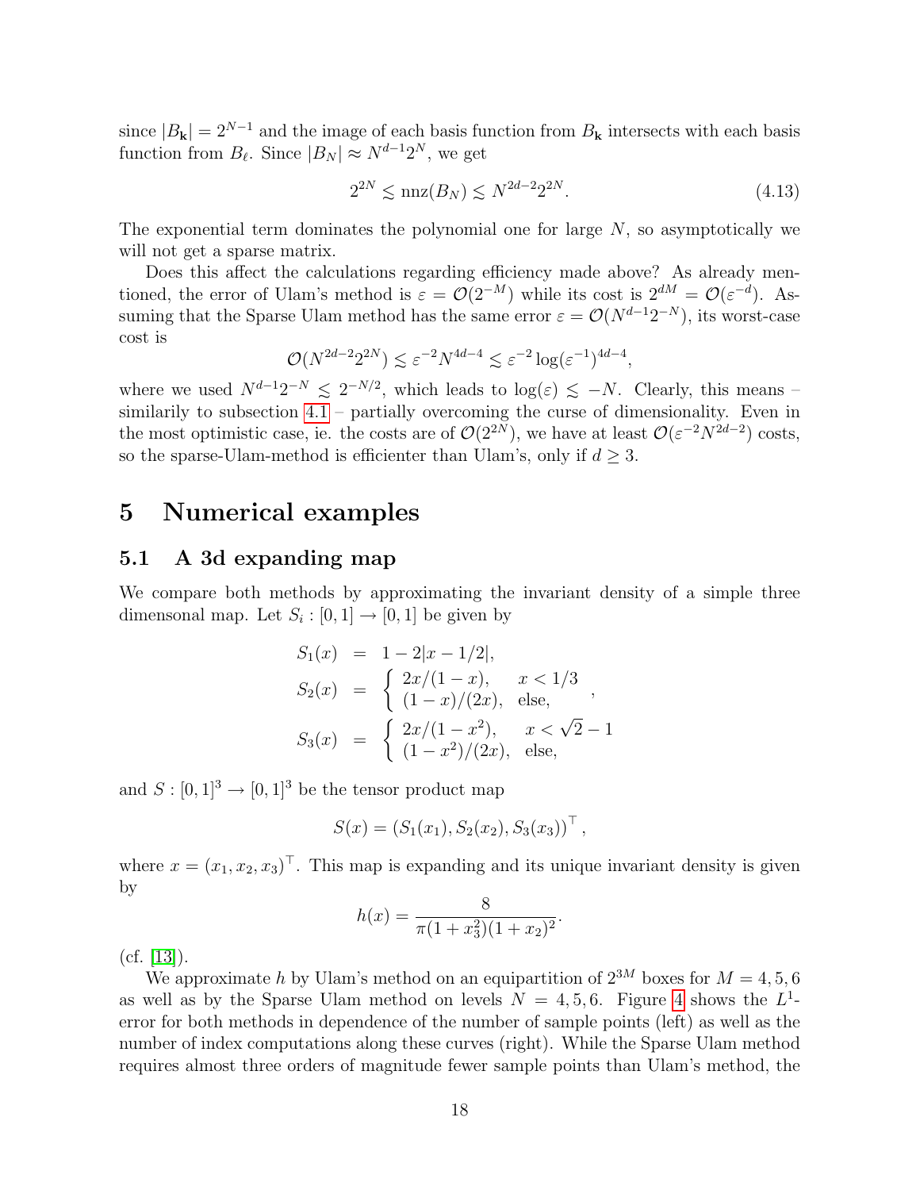since $|B_{\mathbf{k}}| = 2^{N-1}$ and the image of each basis function from $B_{\mathbf{k}}$ intersects with each basis function from $B_\ell$. Since $|B_N| \approx N^{d-1}2^N$, we get

$$2^{2N} \lesssim \mathrm{nnz}(B_N) \lesssim N^{2d-2}2^{2N}. \tag{4.13}$$

The exponential term dominates the polynomial one for large $N$, so asymptotically we will not get a sparse matrix.

Does this affect the calculations regarding efficiency made above? As already mentioned, the error of Ulam's method is $\varepsilon = \mathcal{O}(2^{-M})$ while its cost is $2^{dM} = \mathcal{O}(\varepsilon^{-d})$. Assuming that the Sparse Ulam method has the same error $\varepsilon = \mathcal{O}(N^{d-1}2^{-N})$, its worst-case cost is

$$\mathcal{O}(N^{2d-2}2^{2N}) \lesssim \varepsilon^{-2}N^{4d-4} \lesssim \varepsilon^{-2}\log(\varepsilon^{-1})^{4d-4},$$

where we used $N^{d-1}2^{-N} \lesssim 2^{-N/2}$, which leads to $\log(\varepsilon) \lesssim -N$. Clearly, this means – similarily to subsection 4.1 – partially overcoming the curse of dimensionality. Even in the most optimistic case, ie. the costs are of $\mathcal{O}(2^{2N})$, we have at least $\mathcal{O}(\varepsilon^{-2}N^{2d-2})$ costs, so the sparse-Ulam-method is efficienter than Ulam's, only if $d \geq 3$.

# 5 Numerical examples

## 5.1 A 3d expanding map

We compare both methods by approximating the invariant density of a simple three dimensonal map. Let $S_i : [0,1] \to [0,1]$ be given by

$$\begin{aligned}
S_1(x) &= 1 - 2|x - 1/2|, \\
S_2(x) &= \begin{cases} 2x/(1-x), & x < 1/3 \\ (1-x)/(2x), & \text{else,} \end{cases}, \\
S_3(x) &= \begin{cases} 2x/(1-x^2), & x < \sqrt{2}-1 \\ (1-x^2)/(2x), & \text{else,} \end{cases}
\end{aligned}$$

and $S : [0,1]^3 \to [0,1]^3$ be the tensor product map

$$S(x) = (S_1(x_1), S_2(x_2), S_3(x_3))^\top,$$

where $x = (x_1, x_2, x_3)^\top$. This map is expanding and its unique invariant density is given by

$$h(x) = \frac{8}{\pi(1+x_3^2)(1+x_2)^2}.$$

(cf. [13]).

We approximate $h$ by Ulam's method on an equipartition of $2^{3M}$ boxes for $M = 4, 5, 6$ as well as by the Sparse Ulam method on levels $N = 4, 5, 6$. Figure 4 shows the $L^1$-error for both methods in dependence of the number of sample points (left) as well as the number of index computations along these curves (right). While the Sparse Ulam method requires almost three orders of magnitude fewer sample points than Ulam's method, the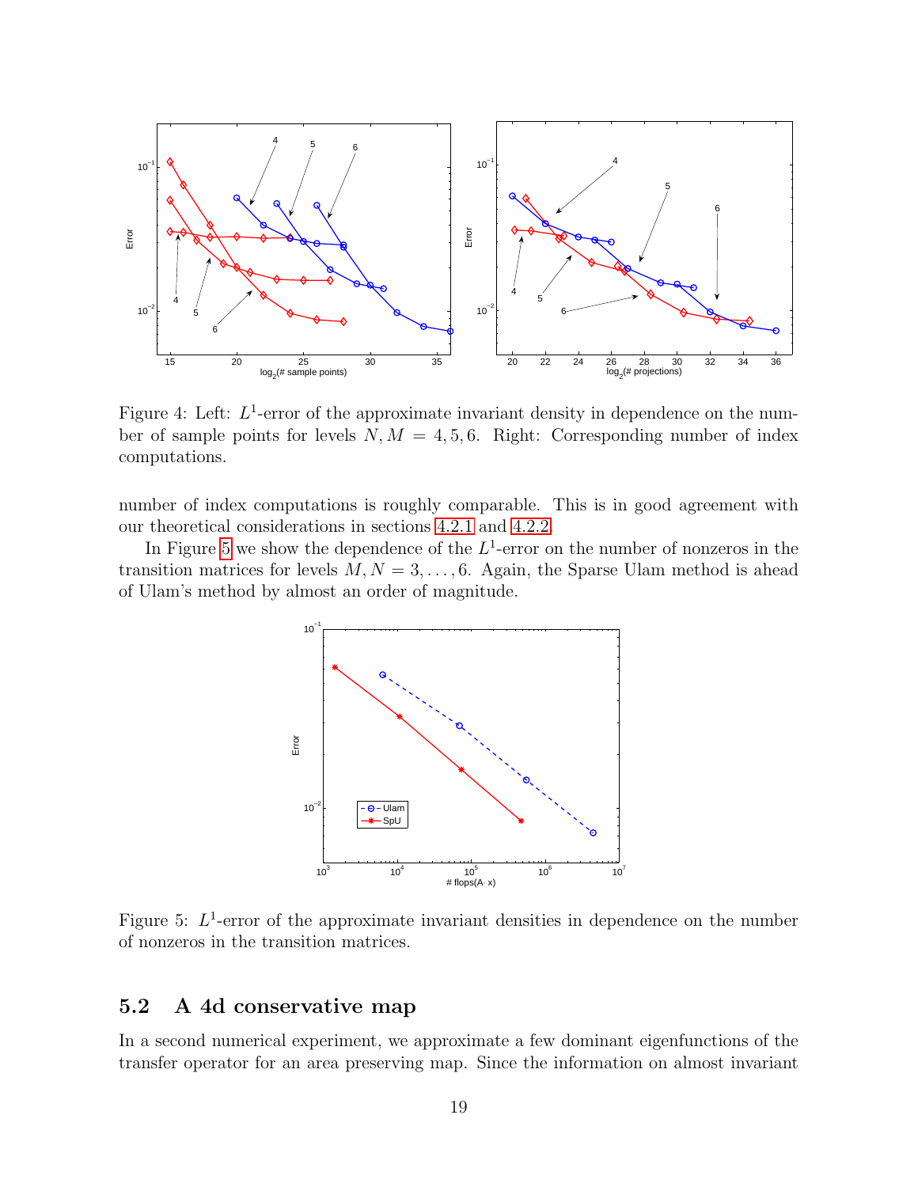Figure 4: Left: $L^1$-error of the approximate invariant density in dependence on the number of sample points for levels $N, M = 4, 5, 6$. Right: Corresponding number of index computations.

number of index computations is roughly comparable. This is in good agreement with our theoretical considerations in sections 4.2.1 and 4.2.2.

In Figure 5 we show the dependence of the $L^1$-error on the number of nonzeros in the transition matrices for levels $M, N = 3, \ldots, 6$. Again, the Sparse Ulam method is ahead of Ulam's method by almost an order of magnitude.

Figure 5: $L^1$-error of the approximate invariant densities in dependence on the number of nonzeros in the transition matrices.

## 5.2 A 4d conservative map

In a second numerical experiment, we approximate a few dominant eigenfunctions of the transfer operator for an area preserving map. Since the information on almost invariant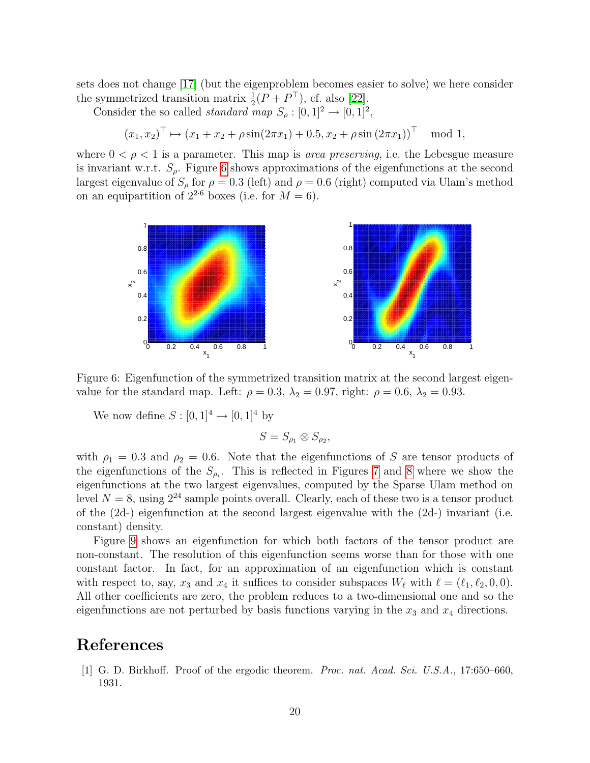sets does not change [17] (but the eigenproblem becomes easier to solve) we here consider the symmetrized transition matrix $\frac{1}{2}(P + P^\top)$, cf. also [22].

Consider the so called *standard map* $S_\rho : [0,1]^2 \to [0,1]^2$,

$$(x_1, x_2)^\top \mapsto (x_1 + x_2 + \rho \sin(2\pi x_1) + 0.5, x_2 + \rho \sin(2\pi x_1))^\top \mod 1,$$

where $0 < \rho < 1$ is a parameter. This map is *area preserving*, i.e. the Lebesgue measure is invariant w.r.t. $S_\rho$. Figure 6 shows approximations of the eigenfunctions at the second largest eigenvalue of $S_\rho$ for $\rho = 0.3$ (left) and $\rho = 0.6$ (right) computed via Ulam's method on an equipartition of $2^{2\cdot 6}$ boxes (i.e. for $M = 6$).

Figure 6: Eigenfunction of the symmetrized transition matrix at the second largest eigenvalue for the standard map. Left: $\rho = 0.3$, $\lambda_2 = 0.97$, right: $\rho = 0.6$, $\lambda_2 = 0.93$.

We now define $S : [0,1]^4 \to [0,1]^4$ by

$$S = S_{\rho_1} \otimes S_{\rho_2},$$

with $\rho_1 = 0.3$ and $\rho_2 = 0.6$. Note that the eigenfunctions of $S$ are tensor products of the eigenfunctions of the $S_{\rho_i}$. This is reflected in Figures 7 and 8 where we show the eigenfunctions at the two largest eigenvalues, computed by the Sparse Ulam method on level $N = 8$, using $2^{24}$ sample points overall. Clearly, each of these two is a tensor product of the (2d-) eigenfunction at the second largest eigenvalue with the (2d-) invariant (i.e. constant) density.

Figure 9 shows an eigenfunction for which both factors of the tensor product are non-constant. The resolution of this eigenfunction seems worse than for those with one constant factor. In fact, for an approximation of an eigenfunction which is constant with respect to, say, $x_3$ and $x_4$ it suffices to consider subspaces $W_\ell$ with $\ell = (\ell_1, \ell_2, 0, 0)$. All other coefficients are zero, the problem reduces to a two-dimensional one and so the eigenfunctions are not perturbed by basis functions varying in the $x_3$ and $x_4$ directions.

# References

[1] G. D. Birkhoff. Proof of the ergodic theorem. *Proc. nat. Acad. Sci. U.S.A.*, 17:650–660, 1931.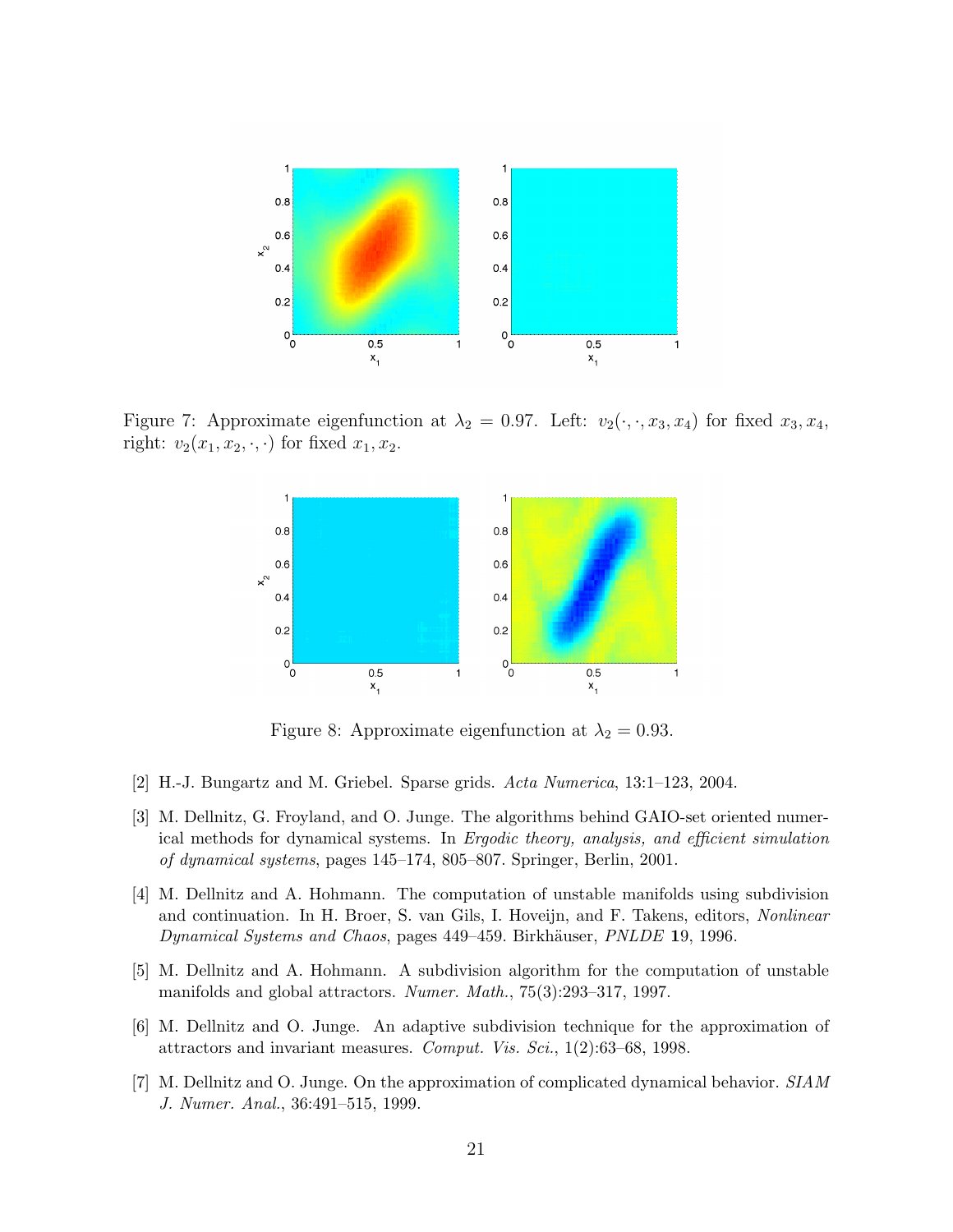Figure 7: Approximate eigenfunction at $\lambda_2 = 0.97$. Left: $v_2(\cdot, \cdot, x_3, x_4)$ for fixed $x_3, x_4$, right: $v_2(x_1, x_2, \cdot, \cdot)$ for fixed $x_1, x_2$.

Figure 8: Approximate eigenfunction at $\lambda_2 = 0.93$.

[2] H.-J. Bungartz and M. Griebel. Sparse grids. *Acta Numerica*, 13:1–123, 2004.

[3] M. Dellnitz, G. Froyland, and O. Junge. The algorithms behind GAIO-set oriented numerical methods for dynamical systems. In *Ergodic theory, analysis, and efficient simulation of dynamical systems*, pages 145–174, 805–807. Springer, Berlin, 2001.

[4] M. Dellnitz and A. Hohmann. The computation of unstable manifolds using subdivision and continuation. In H. Broer, S. van Gils, I. Hoveijn, and F. Takens, editors, *Nonlinear Dynamical Systems and Chaos*, pages 449–459. Birkhäuser, *PNLDE* **1**9, 1996.

[5] M. Dellnitz and A. Hohmann. A subdivision algorithm for the computation of unstable manifolds and global attractors. *Numer. Math.*, 75(3):293–317, 1997.

[6] M. Dellnitz and O. Junge. An adaptive subdivision technique for the approximation of attractors and invariant measures. *Comput. Vis. Sci.*, 1(2):63–68, 1998.

[7] M. Dellnitz and O. Junge. On the approximation of complicated dynamical behavior. *SIAM J. Numer. Anal.*, 36:491–515, 1999.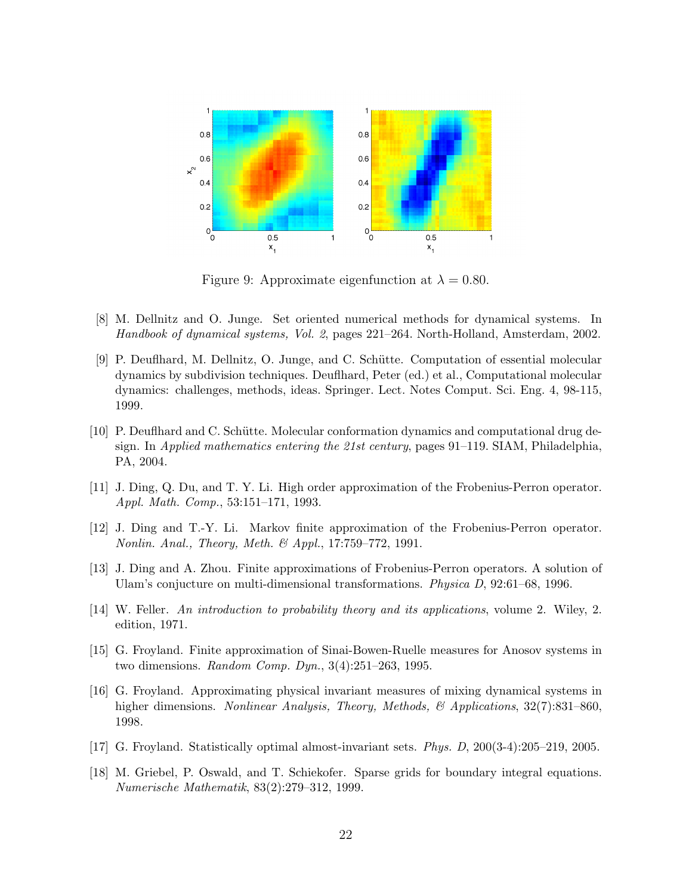Figure 9: Approximate eigenfunction at $\lambda = 0.80$.

[8] M. Dellnitz and O. Junge. Set oriented numerical methods for dynamical systems. In *Handbook of dynamical systems, Vol. 2*, pages 221–264. North-Holland, Amsterdam, 2002.

[9] P. Deuflhard, M. Dellnitz, O. Junge, and C. Schütte. Computation of essential molecular dynamics by subdivision techniques. Deuflhard, Peter (ed.) et al., Computational molecular dynamics: challenges, methods, ideas. Springer. Lect. Notes Comput. Sci. Eng. 4, 98-115, 1999.

[10] P. Deuflhard and C. Schütte. Molecular conformation dynamics and computational drug design. In *Applied mathematics entering the 21st century*, pages 91–119. SIAM, Philadelphia, PA, 2004.

[11] J. Ding, Q. Du, and T. Y. Li. High order approximation of the Frobenius-Perron operator. *Appl. Math. Comp.*, 53:151–171, 1993.

[12] J. Ding and T.-Y. Li. Markov finite approximation of the Frobenius-Perron operator. *Nonlin. Anal., Theory, Meth. & Appl.*, 17:759–772, 1991.

[13] J. Ding and A. Zhou. Finite approximations of Frobenius-Perron operators. A solution of Ulam's conjucture on multi-dimensional transformations. *Physica D*, 92:61–68, 1996.

[14] W. Feller. *An introduction to probability theory and its applications*, volume 2. Wiley, 2. edition, 1971.

[15] G. Froyland. Finite approximation of Sinai-Bowen-Ruelle measures for Anosov systems in two dimensions. *Random Comp. Dyn.*, 3(4):251–263, 1995.

[16] G. Froyland. Approximating physical invariant measures of mixing dynamical systems in higher dimensions. *Nonlinear Analysis, Theory, Methods, & Applications*, 32(7):831–860, 1998.

[17] G. Froyland. Statistically optimal almost-invariant sets. *Phys. D*, 200(3-4):205–219, 2005.

[18] M. Griebel, P. Oswald, and T. Schiekofer. Sparse grids for boundary integral equations. *Numerische Mathematik*, 83(2):279–312, 1999.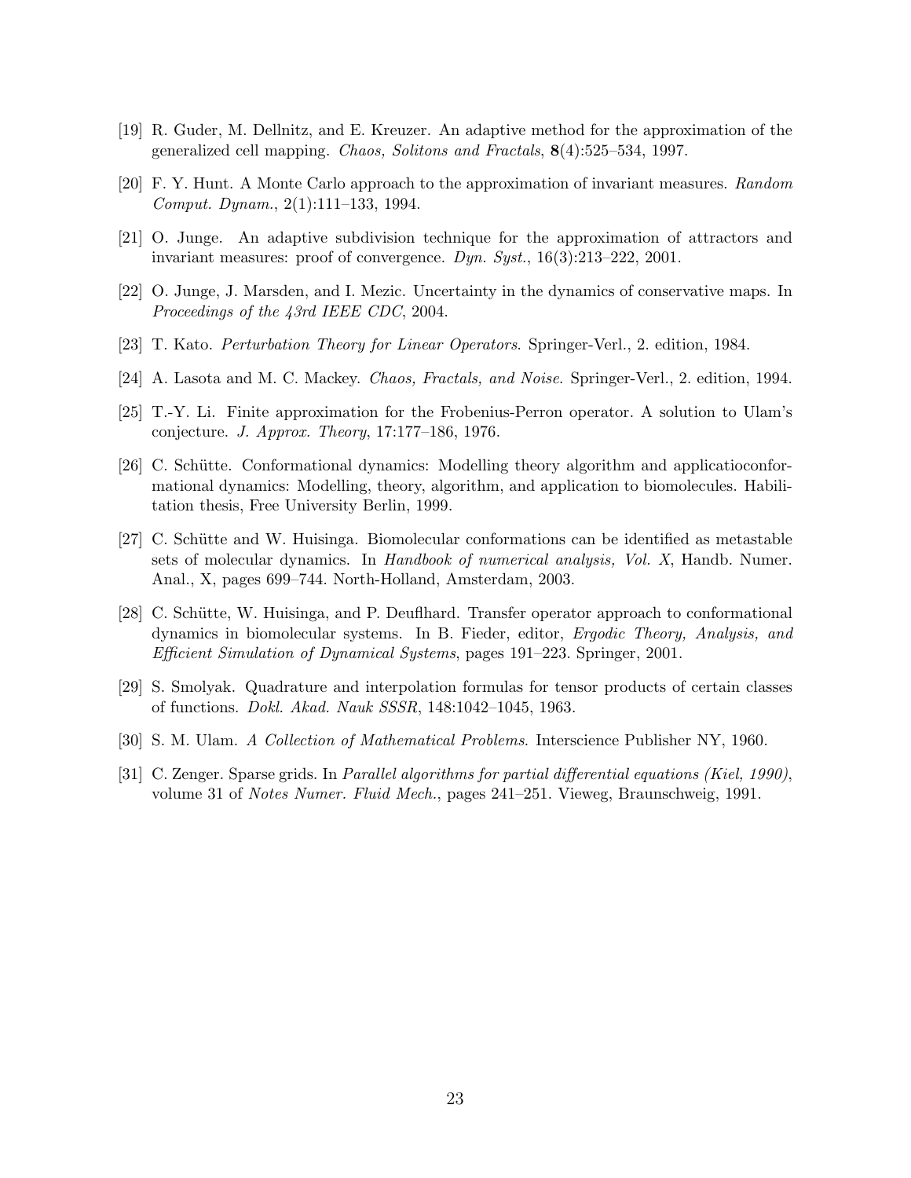[19] R. Guder, M. Dellnitz, and E. Kreuzer. An adaptive method for the approximation of the generalized cell mapping. *Chaos, Solitons and Fractals*, **8**(4):525–534, 1997.

[20] F. Y. Hunt. A Monte Carlo approach to the approximation of invariant measures. *Random Comput. Dynam.*, 2(1):111–133, 1994.

[21] O. Junge. An adaptive subdivision technique for the approximation of attractors and invariant measures: proof of convergence. *Dyn. Syst.*, 16(3):213–222, 2001.

[22] O. Junge, J. Marsden, and I. Mezic. Uncertainty in the dynamics of conservative maps. In *Proceedings of the 43rd IEEE CDC*, 2004.

[23] T. Kato. *Perturbation Theory for Linear Operators*. Springer-Verl., 2. edition, 1984.

[24] A. Lasota and M. C. Mackey. *Chaos, Fractals, and Noise*. Springer-Verl., 2. edition, 1994.

[25] T.-Y. Li. Finite approximation for the Frobenius-Perron operator. A solution to Ulam's conjecture. *J. Approx. Theory*, 17:177–186, 1976.

[26] C. Schütte. Conformational dynamics: Modelling theory algorithm and applicatioconformational dynamics: Modelling, theory, algorithm, and application to biomolecules. Habilitation thesis, Free University Berlin, 1999.

[27] C. Schütte and W. Huisinga. Biomolecular conformations can be identified as metastable sets of molecular dynamics. In *Handbook of numerical analysis, Vol. X*, Handb. Numer. Anal., X, pages 699–744. North-Holland, Amsterdam, 2003.

[28] C. Schütte, W. Huisinga, and P. Deuflhard. Transfer operator approach to conformational dynamics in biomolecular systems. In B. Fieder, editor, *Ergodic Theory, Analysis, and Efficient Simulation of Dynamical Systems*, pages 191–223. Springer, 2001.

[29] S. Smolyak. Quadrature and interpolation formulas for tensor products of certain classes of functions. *Dokl. Akad. Nauk SSSR*, 148:1042–1045, 1963.

[30] S. M. Ulam. *A Collection of Mathematical Problems*. Interscience Publisher NY, 1960.

[31] C. Zenger. Sparse grids. In *Parallel algorithms for partial differential equations (Kiel, 1990)*, volume 31 of *Notes Numer. Fluid Mech.*, pages 241–251. Vieweg, Braunschweig, 1991.